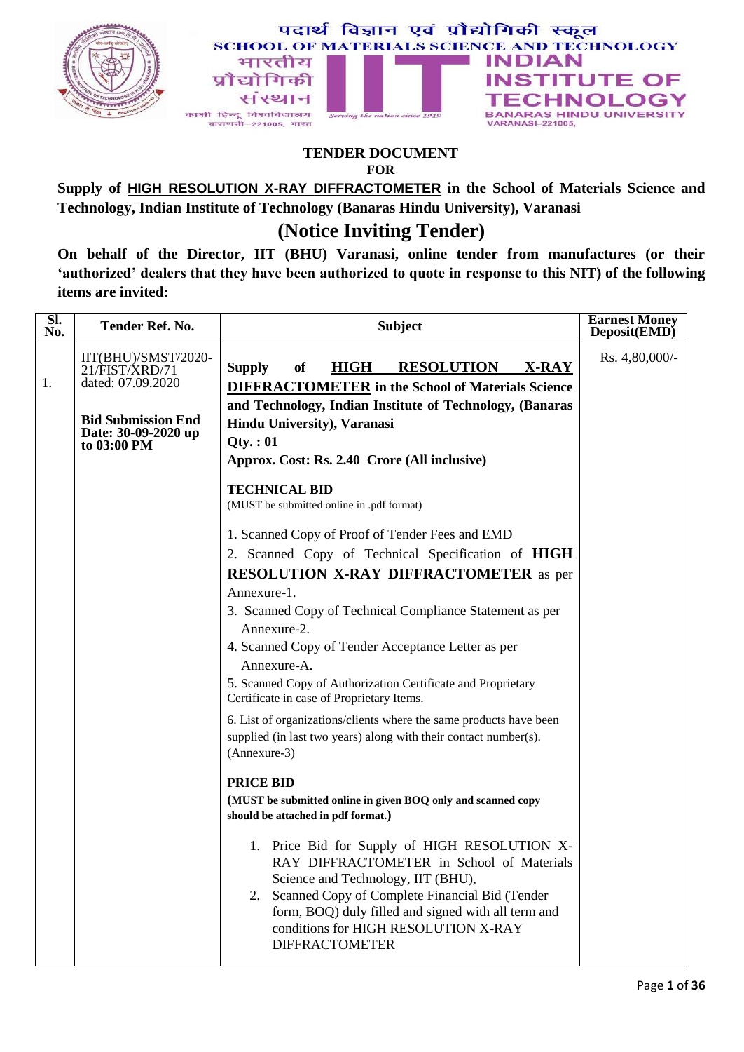पदार्थ विज्ञान एवं प्रौद्योगिकी स्कूल
SCHOOL OF MATERIALS SCIENCE AND TECHNOLOGY

भारतीय प्रौद्योगिकी संस्थान
काशी हिन्दू विश्वविद्यालय
वाराणसी–221005, भारत

INDIAN INSTITUTE OF TECHNOLOGY
BANARAS HINDU UNIVERSITY
VARANASI-221005,

Serving the nation since 1919

# TENDER DOCUMENT

**FOR**

**Supply of HIGH RESOLUTION X-RAY DIFFRACTOMETER in the School of Materials Science and Technology, Indian Institute of Technology (Banaras Hindu University), Varanasi**

# (Notice Inviting Tender)

**On behalf of the Director, IIT (BHU) Varanasi, online tender from manufactures (or their 'authorized' dealers that they have been authorized to quote in response to this NIT) of the following items are invited:**

| Sl. No. | Tender Ref. No. | Subject | Earnest Money Deposit(EMD) |
|---|---|---|---|
| 1. | IIT(BHU)/SMST/2020-21/FIST/XRD/71 dated: 07.09.2020<br><br>**Bid Submission End Date: 30-09-2020 up to 03:00 PM** | **Supply of HIGH RESOLUTION X-RAY DIFFRACTOMETER in the School of Materials Science and Technology, Indian Institute of Technology, (Banaras Hindu University), Varanasi**<br>**Qty. : 01**<br>**Approx. Cost: Rs. 2.40 Crore (All inclusive)**<br><br>**TECHNICAL BID**<br>(MUST be submitted online in .pdf format)<br><br>1. Scanned Copy of Proof of Tender Fees and EMD<br>2. Scanned Copy of Technical Specification of **HIGH RESOLUTION X-RAY DIFFRACTOMETER** as per Annexure-1.<br>3. Scanned Copy of Technical Compliance Statement as per Annexure-2.<br>4. Scanned Copy of Tender Acceptance Letter as per Annexure-A.<br>5. Scanned Copy of Authorization Certificate and Proprietary Certificate in case of Proprietary Items.<br>6. List of organizations/clients where the same products have been supplied (in last two years) along with their contact number(s). (Annexure-3)<br><br>**PRICE BID**<br>**(MUST be submitted online in given BOQ only and scanned copy should be attached in pdf format.)**<br><br>1. Price Bid for Supply of HIGH RESOLUTION X-RAY DIFFRACTOMETER in School of Materials Science and Technology, IIT (BHU),<br>2. Scanned Copy of Complete Financial Bid (Tender form, BOQ) duly filled and signed with all term and conditions for HIGH RESOLUTION X-RAY DIFFRACTOMETER | Rs. 4,80,000/- |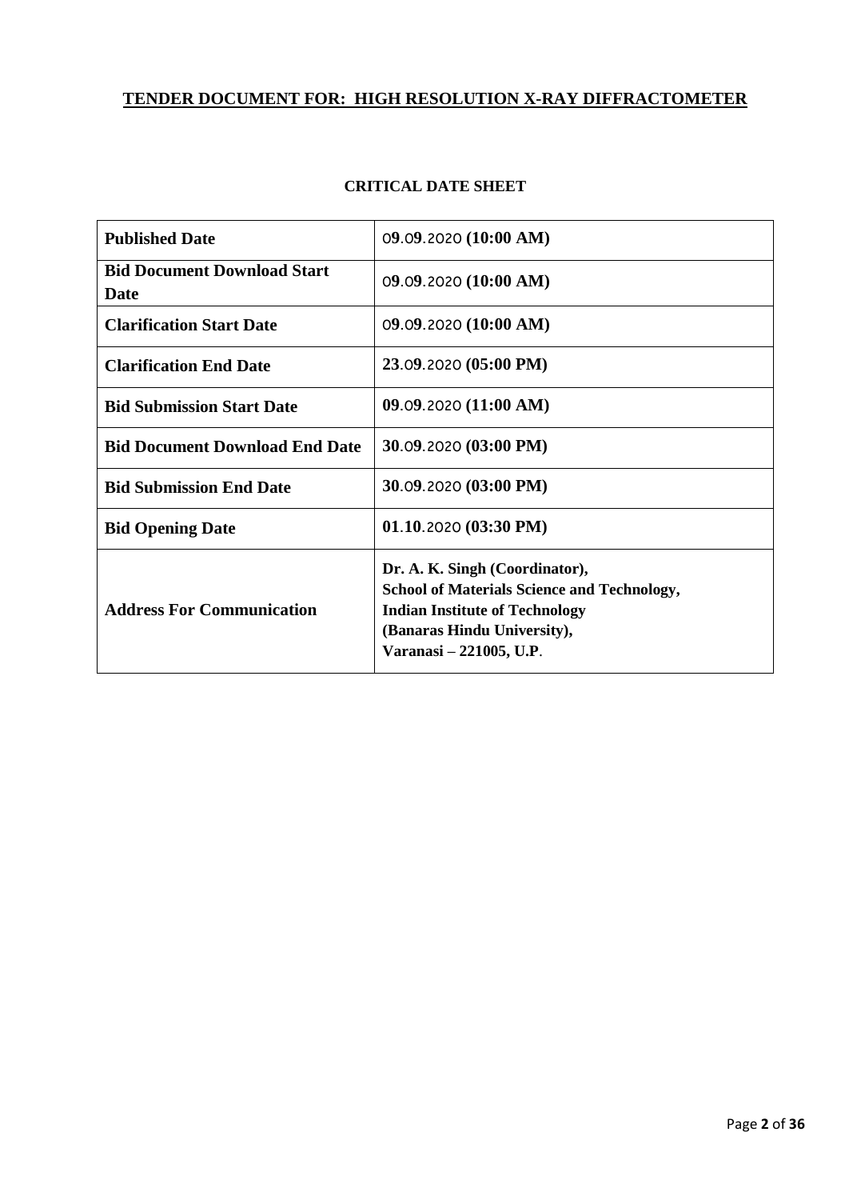# TENDER DOCUMENT FOR: HIGH RESOLUTION X-RAY DIFFRACTOMETER

## CRITICAL DATE SHEET

| | |
|---|---|
| **Published Date** | 09.09.2020 **(10:00 AM)** |
| **Bid Document Download Start Date** | 09.09.2020 **(10:00 AM)** |
| **Clarification Start Date** | 09.09.2020 **(10:00 AM)** |
| **Clarification End Date** | **23**.09.2020 **(05:00 PM)** |
| **Bid Submission Start Date** | **09**.09.2020 **(11:00 AM)** |
| **Bid Document Download End Date** | **30**.09.2020 **(03:00 PM)** |
| **Bid Submission End Date** | **30**.09.2020 **(03:00 PM)** |
| **Bid Opening Date** | **01**.**10**.2020 **(03:30 PM)** |
| **Address For Communication** | **Dr. A. K. Singh (Coordinator),<br>School of Materials Science and Technology,<br>Indian Institute of Technology<br>(Banaras Hindu University),<br>Varanasi – 221005, U.P.** |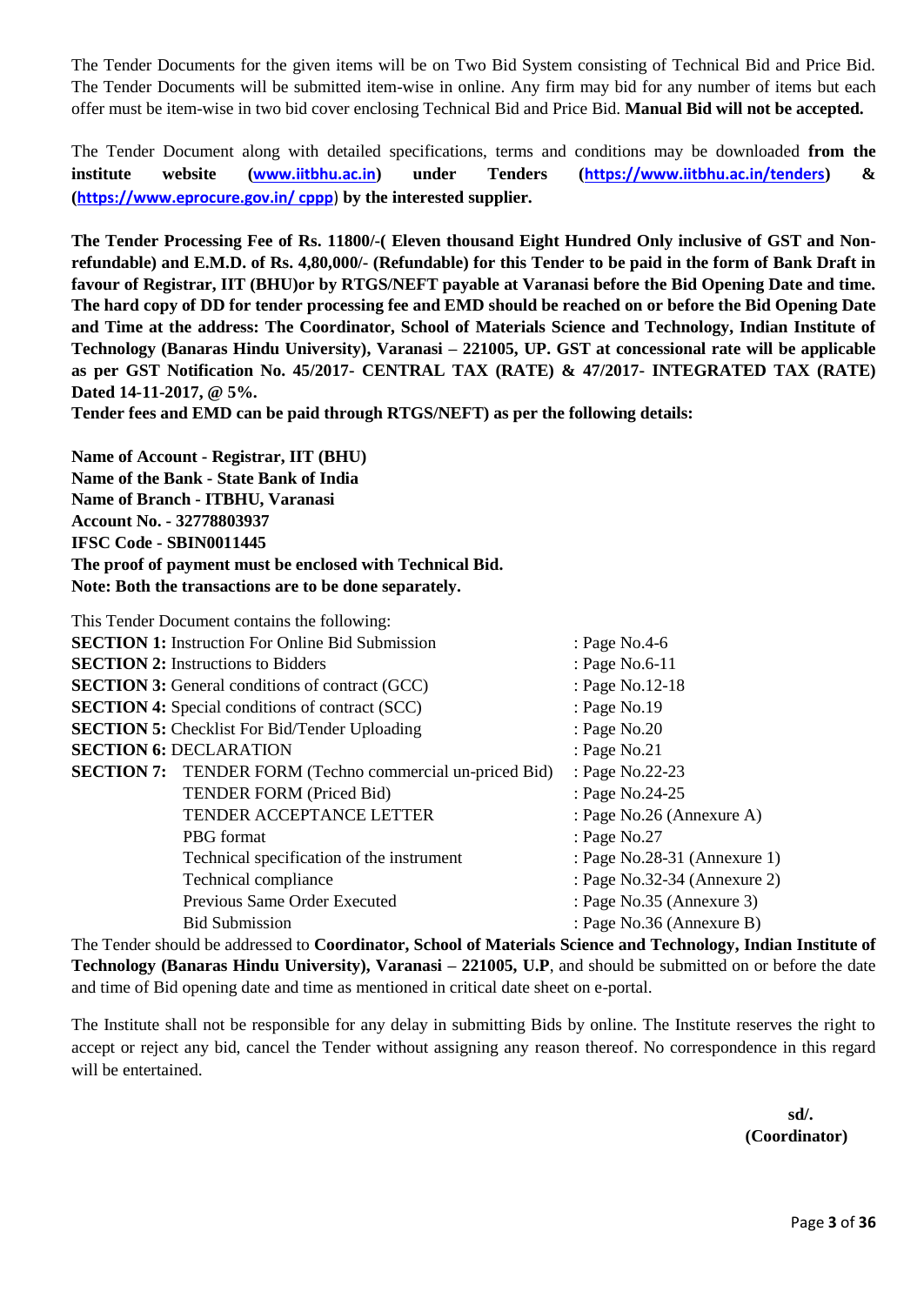The Tender Documents for the given items will be on Two Bid System consisting of Technical Bid and Price Bid. The Tender Documents will be submitted item-wise in online. Any firm may bid for any number of items but each offer must be item-wise in two bid cover enclosing Technical Bid and Price Bid. **Manual Bid will not be accepted.**

The Tender Document along with detailed specifications, terms and conditions may be downloaded **from the institute website (www.iitbhu.ac.in) under Tenders (https://www.iitbhu.ac.in/tenders) & (https://www.eprocure.gov.in/ cppp) by the interested supplier.**

**The Tender Processing Fee of Rs. 11800/-( Eleven thousand Eight Hundred Only inclusive of GST and Non-refundable) and E.M.D. of Rs. 4,80,000/- (Refundable) for this Tender to be paid in the form of Bank Draft in favour of Registrar, IIT (BHU)or by RTGS/NEFT payable at Varanasi before the Bid Opening Date and time. The hard copy of DD for tender processing fee and EMD should be reached on or before the Bid Opening Date and Time at the address: The Coordinator, School of Materials Science and Technology, Indian Institute of Technology (Banaras Hindu University), Varanasi – 221005, UP. GST at concessional rate will be applicable as per GST Notification No. 45/2017- CENTRAL TAX (RATE) & 47/2017- INTEGRATED TAX (RATE) Dated 14-11-2017, @ 5%.**

**Tender fees and EMD can be paid through RTGS/NEFT) as per the following details:**

**Name of Account - Registrar, IIT (BHU)**
**Name of the Bank - State Bank of India**
**Name of Branch - ITBHU, Varanasi**
**Account No. - 32778803937**
**IFSC Code - SBIN0011445**
**The proof of payment must be enclosed with Technical Bid.**
**Note: Both the transactions are to be done separately.**

This Tender Document contains the following:

| | | |
|---|---|---|
| **SECTION 1:** Instruction For Online Bid Submission | | : Page No.4-6 |
| **SECTION 2:** Instructions to Bidders | | : Page No.6-11 |
| **SECTION 3:** General conditions of contract (GCC) | | : Page No.12-18 |
| **SECTION 4:** Special conditions of contract (SCC) | | : Page No.19 |
| **SECTION 5:** Checklist For Bid/Tender Uploading | | : Page No.20 |
| **SECTION 6:** DECLARATION | | : Page No.21 |
| **SECTION 7:** | TENDER FORM (Techno commercial un-priced Bid) | : Page No.22-23 |
| | TENDER FORM (Priced Bid) | : Page No.24-25 |
| | TENDER ACCEPTANCE LETTER | : Page No.26 (Annexure A) |
| | PBG format | : Page No.27 |
| | Technical specification of the instrument | : Page No.28-31 (Annexure 1) |
| | Technical compliance | : Page No.32-34 (Annexure 2) |
| | Previous Same Order Executed | : Page No.35 (Annexure 3) |
| | Bid Submission | : Page No.36 (Annexure B) |

The Tender should be addressed to **Coordinator, School of Materials Science and Technology, Indian Institute of Technology (Banaras Hindu University), Varanasi – 221005, U.P**, and should be submitted on or before the date and time of Bid opening date and time as mentioned in critical date sheet on e-portal.

The Institute shall not be responsible for any delay in submitting Bids by online. The Institute reserves the right to accept or reject any bid, cancel the Tender without assigning any reason thereof. No correspondence in this regard will be entertained.

**sd/.**
**(Coordinator)**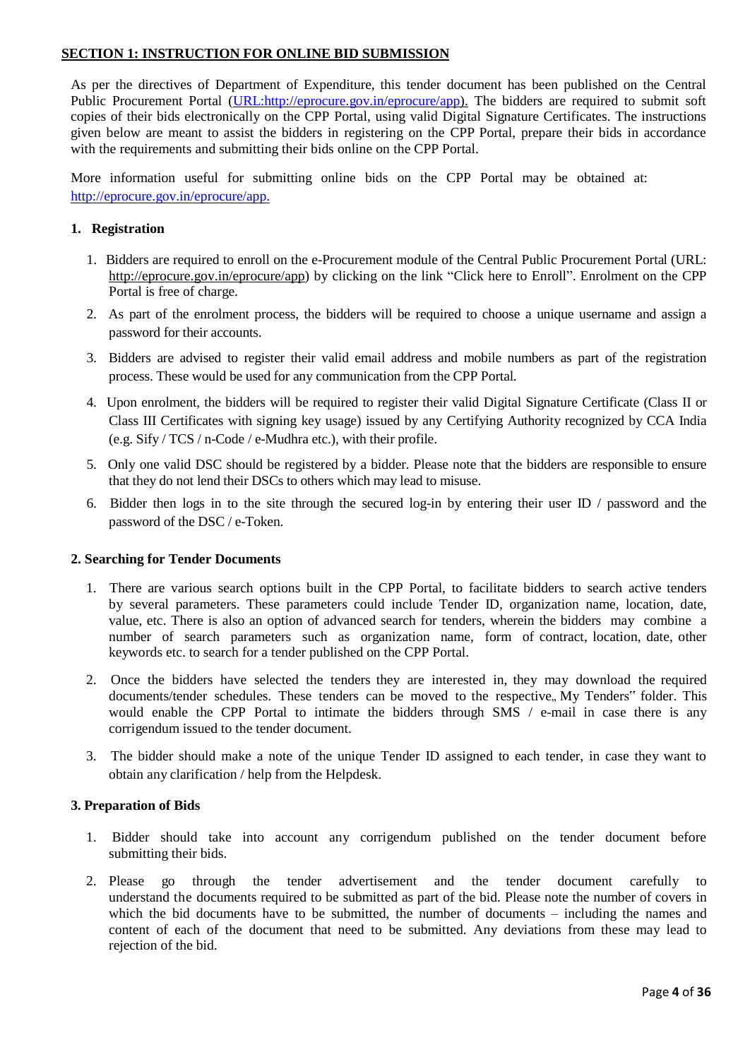## SECTION 1: INSTRUCTION FOR ONLINE BID SUBMISSION

As per the directives of Department of Expenditure, this tender document has been published on the Central Public Procurement Portal (URL:http://eprocure.gov.in/eprocure/app). The bidders are required to submit soft copies of their bids electronically on the CPP Portal, using valid Digital Signature Certificates. The instructions given below are meant to assist the bidders in registering on the CPP Portal, prepare their bids in accordance with the requirements and submitting their bids online on the CPP Portal.

More information useful for submitting online bids on the CPP Portal may be obtained at: http://eprocure.gov.in/eprocure/app.

### 1. Registration

1. Bidders are required to enroll on the e-Procurement module of the Central Public Procurement Portal (URL: http://eprocure.gov.in/eprocure/app) by clicking on the link "Click here to Enroll". Enrolment on the CPP Portal is free of charge.
2. As part of the enrolment process, the bidders will be required to choose a unique username and assign a password for their accounts.
3. Bidders are advised to register their valid email address and mobile numbers as part of the registration process. These would be used for any communication from the CPP Portal.
4. Upon enrolment, the bidders will be required to register their valid Digital Signature Certificate (Class II or Class III Certificates with signing key usage) issued by any Certifying Authority recognized by CCA India (e.g. Sify / TCS / n-Code / e-Mudhra etc.), with their profile.
5. Only one valid DSC should be registered by a bidder. Please note that the bidders are responsible to ensure that they do not lend their DSCs to others which may lead to misuse.
6. Bidder then logs in to the site through the secured log-in by entering their user ID / password and the password of the DSC / e-Token.

### 2. Searching for Tender Documents

1. There are various search options built in the CPP Portal, to facilitate bidders to search active tenders by several parameters. These parameters could include Tender ID, organization name, location, date, value, etc. There is also an option of advanced search for tenders, wherein the bidders may combine a number of search parameters such as organization name, form of contract, location, date, other keywords etc. to search for a tender published on the CPP Portal.
2. Once the bidders have selected the tenders they are interested in, they may download the required documents/tender schedules. These tenders can be moved to the respective„ My Tenders" folder. This would enable the CPP Portal to intimate the bidders through SMS / e-mail in case there is any corrigendum issued to the tender document.
3. The bidder should make a note of the unique Tender ID assigned to each tender, in case they want to obtain any clarification / help from the Helpdesk.

### 3. Preparation of Bids

1. Bidder should take into account any corrigendum published on the tender document before submitting their bids.
2. Please go through the tender advertisement and the tender document carefully to understand the documents required to be submitted as part of the bid. Please note the number of covers in which the bid documents have to be submitted, the number of documents – including the names and content of each of the document that need to be submitted. Any deviations from these may lead to rejection of the bid.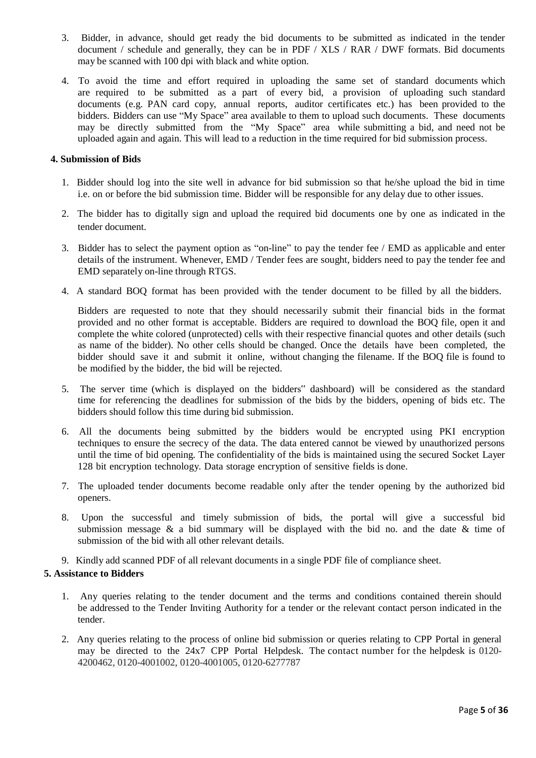3. Bidder, in advance, should get ready the bid documents to be submitted as indicated in the tender document / schedule and generally, they can be in PDF / XLS / RAR / DWF formats. Bid documents may be scanned with 100 dpi with black and white option.

4. To avoid the time and effort required in uploading the same set of standard documents which are required to be submitted as a part of every bid, a provision of uploading such standard documents (e.g. PAN card copy, annual reports, auditor certificates etc.) has been provided to the bidders. Bidders can use "My Space" area available to them to upload such documents. These documents may be directly submitted from the "My Space" area while submitting a bid, and need not be uploaded again and again. This will lead to a reduction in the time required for bid submission process.

**4. Submission of Bids**

1. Bidder should log into the site well in advance for bid submission so that he/she upload the bid in time i.e. on or before the bid submission time. Bidder will be responsible for any delay due to other issues.

2. The bidder has to digitally sign and upload the required bid documents one by one as indicated in the tender document.

3. Bidder has to select the payment option as "on-line" to pay the tender fee / EMD as applicable and enter details of the instrument. Whenever, EMD / Tender fees are sought, bidders need to pay the tender fee and EMD separately on-line through RTGS.

4. A standard BOQ format has been provided with the tender document to be filled by all the bidders.

   Bidders are requested to note that they should necessarily submit their financial bids in the format provided and no other format is acceptable. Bidders are required to download the BOQ file, open it and complete the white colored (unprotected) cells with their respective financial quotes and other details (such as name of the bidder). No other cells should be changed. Once the details have been completed, the bidder should save it and submit it online, without changing the filename. If the BOQ file is found to be modified by the bidder, the bid will be rejected.

5. The server time (which is displayed on the bidders" dashboard) will be considered as the standard time for referencing the deadlines for submission of the bids by the bidders, opening of bids etc. The bidders should follow this time during bid submission.

6. All the documents being submitted by the bidders would be encrypted using PKI encryption techniques to ensure the secrecy of the data. The data entered cannot be viewed by unauthorized persons until the time of bid opening. The confidentiality of the bids is maintained using the secured Socket Layer 128 bit encryption technology. Data storage encryption of sensitive fields is done.

7. The uploaded tender documents become readable only after the tender opening by the authorized bid openers.

8. Upon the successful and timely submission of bids, the portal will give a successful bid submission message & a bid summary will be displayed with the bid no. and the date & time of submission of the bid with all other relevant details.

9. Kindly add scanned PDF of all relevant documents in a single PDF file of compliance sheet.

**5. Assistance to Bidders**

1. Any queries relating to the tender document and the terms and conditions contained therein should be addressed to the Tender Inviting Authority for a tender or the relevant contact person indicated in the tender.

2. Any queries relating to the process of online bid submission or queries relating to CPP Portal in general may be directed to the 24x7 CPP Portal Helpdesk. The contact number for the helpdesk is 0120-4200462, 0120-4001002, 0120-4001005, 0120-6277787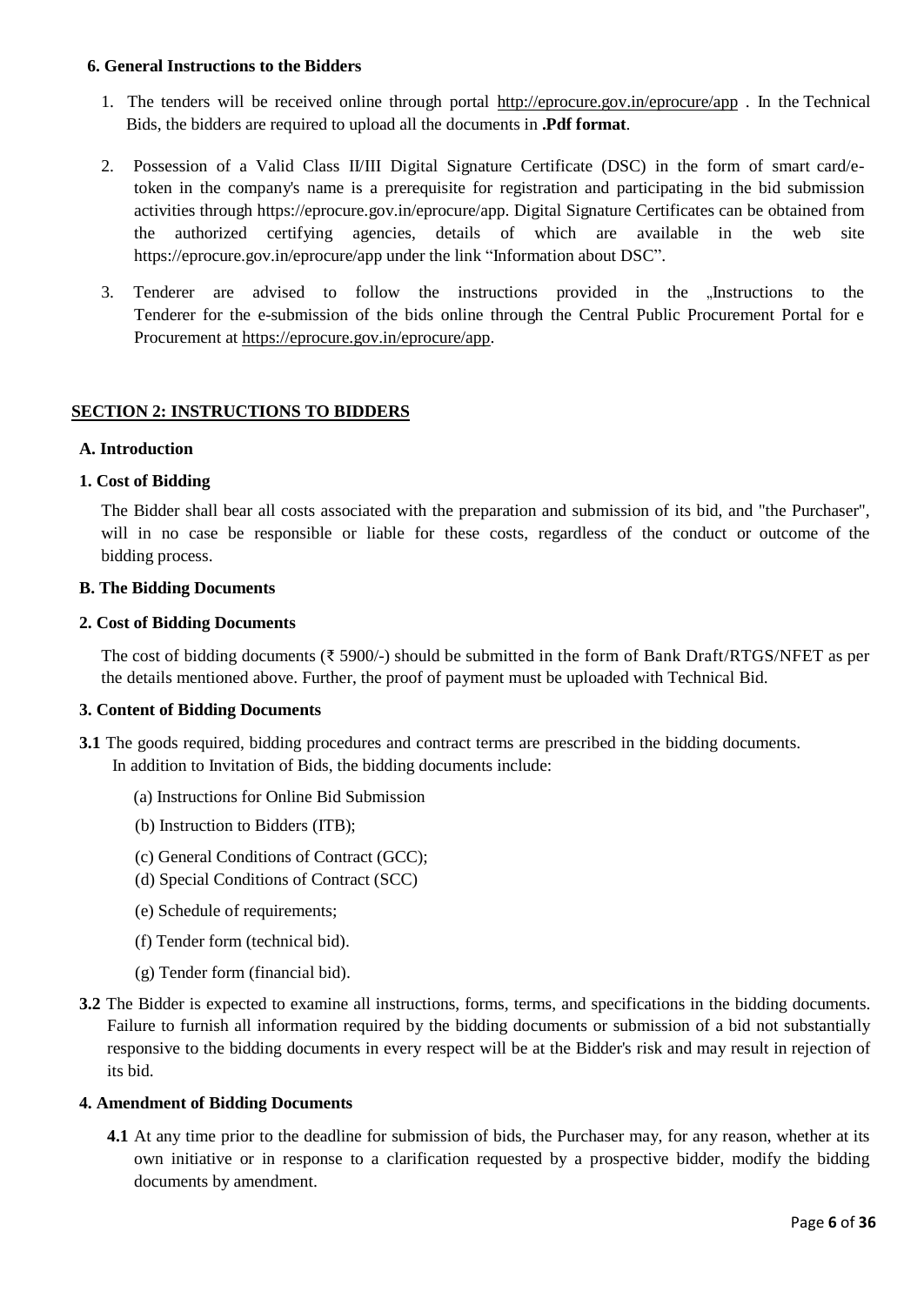### 6. General Instructions to the Bidders

1. The tenders will be received online through portal http://eprocure.gov.in/eprocure/app . In the Technical Bids, the bidders are required to upload all the documents in **.Pdf format**.
2. Possession of a Valid Class II/III Digital Signature Certificate (DSC) in the form of smart card/e-token in the company's name is a prerequisite for registration and participating in the bid submission activities through https://eprocure.gov.in/eprocure/app. Digital Signature Certificates can be obtained from the authorized certifying agencies, details of which are available in the web site https://eprocure.gov.in/eprocure/app under the link "Information about DSC".
3. Tenderer are advised to follow the instructions provided in the „Instructions to the Tenderer for the e-submission of the bids online through the Central Public Procurement Portal for e Procurement at https://eprocure.gov.in/eprocure/app.

## SECTION 2: INSTRUCTIONS TO BIDDERS

### A. Introduction

**1. Cost of Bidding**

The Bidder shall bear all costs associated with the preparation and submission of its bid, and "the Purchaser", will in no case be responsible or liable for these costs, regardless of the conduct or outcome of the bidding process.

### B. The Bidding Documents

**2. Cost of Bidding Documents**

The cost of bidding documents (₹ 5900/-) should be submitted in the form of Bank Draft/RTGS/NFET as per the details mentioned above. Further, the proof of payment must be uploaded with Technical Bid.

**3. Content of Bidding Documents**

**3.1** The goods required, bidding procedures and contract terms are prescribed in the bidding documents. In addition to Invitation of Bids, the bidding documents include:

(a) Instructions for Online Bid Submission

(b) Instruction to Bidders (ITB);

(c) General Conditions of Contract (GCC);

(d) Special Conditions of Contract (SCC)

(e) Schedule of requirements;

(f) Tender form (technical bid).

(g) Tender form (financial bid).

**3.2** The Bidder is expected to examine all instructions, forms, terms, and specifications in the bidding documents. Failure to furnish all information required by the bidding documents or submission of a bid not substantially responsive to the bidding documents in every respect will be at the Bidder's risk and may result in rejection of its bid.

**4. Amendment of Bidding Documents**

**4.1** At any time prior to the deadline for submission of bids, the Purchaser may, for any reason, whether at its own initiative or in response to a clarification requested by a prospective bidder, modify the bidding documents by amendment.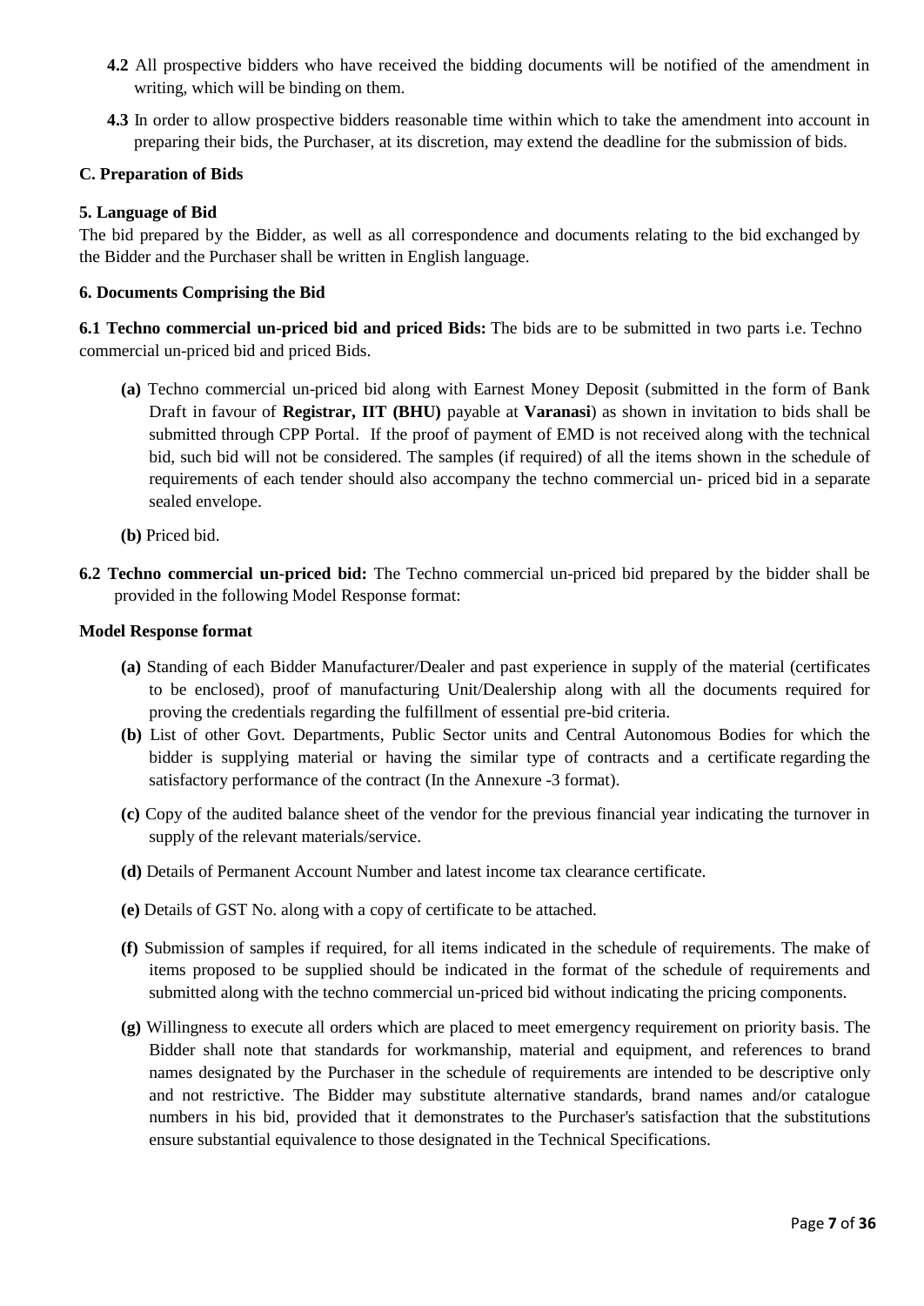**4.2** All prospective bidders who have received the bidding documents will be notified of the amendment in writing, which will be binding on them.

**4.3** In order to allow prospective bidders reasonable time within which to take the amendment into account in preparing their bids, the Purchaser, at its discretion, may extend the deadline for the submission of bids.

### C. Preparation of Bids

#### 5. Language of Bid

The bid prepared by the Bidder, as well as all correspondence and documents relating to the bid exchanged by the Bidder and the Purchaser shall be written in English language.

#### 6. Documents Comprising the Bid

**6.1 Techno commercial un-priced bid and priced Bids:** The bids are to be submitted in two parts i.e. Techno commercial un-priced bid and priced Bids.

- **(a)** Techno commercial un-priced bid along with Earnest Money Deposit (submitted in the form of Bank Draft in favour of **Registrar, IIT (BHU)** payable at **Varanasi**) as shown in invitation to bids shall be submitted through CPP Portal. If the proof of payment of EMD is not received along with the technical bid, such bid will not be considered. The samples (if required) of all the items shown in the schedule of requirements of each tender should also accompany the techno commercial un- priced bid in a separate sealed envelope.
- **(b)** Priced bid.

**6.2 Techno commercial un-priced bid:** The Techno commercial un-priced bid prepared by the bidder shall be provided in the following Model Response format:

**Model Response format**

- **(a)** Standing of each Bidder Manufacturer/Dealer and past experience in supply of the material (certificates to be enclosed), proof of manufacturing Unit/Dealership along with all the documents required for proving the credentials regarding the fulfillment of essential pre-bid criteria.
- **(b)** List of other Govt. Departments, Public Sector units and Central Autonomous Bodies for which the bidder is supplying material or having the similar type of contracts and a certificate regarding the satisfactory performance of the contract (In the Annexure -3 format).
- **(c)** Copy of the audited balance sheet of the vendor for the previous financial year indicating the turnover in supply of the relevant materials/service.
- **(d)** Details of Permanent Account Number and latest income tax clearance certificate.
- **(e)** Details of GST No. along with a copy of certificate to be attached.
- **(f)** Submission of samples if required, for all items indicated in the schedule of requirements. The make of items proposed to be supplied should be indicated in the format of the schedule of requirements and submitted along with the techno commercial un-priced bid without indicating the pricing components.
- **(g)** Willingness to execute all orders which are placed to meet emergency requirement on priority basis. The Bidder shall note that standards for workmanship, material and equipment, and references to brand names designated by the Purchaser in the schedule of requirements are intended to be descriptive only and not restrictive. The Bidder may substitute alternative standards, brand names and/or catalogue numbers in his bid, provided that it demonstrates to the Purchaser's satisfaction that the substitutions ensure substantial equivalence to those designated in the Technical Specifications.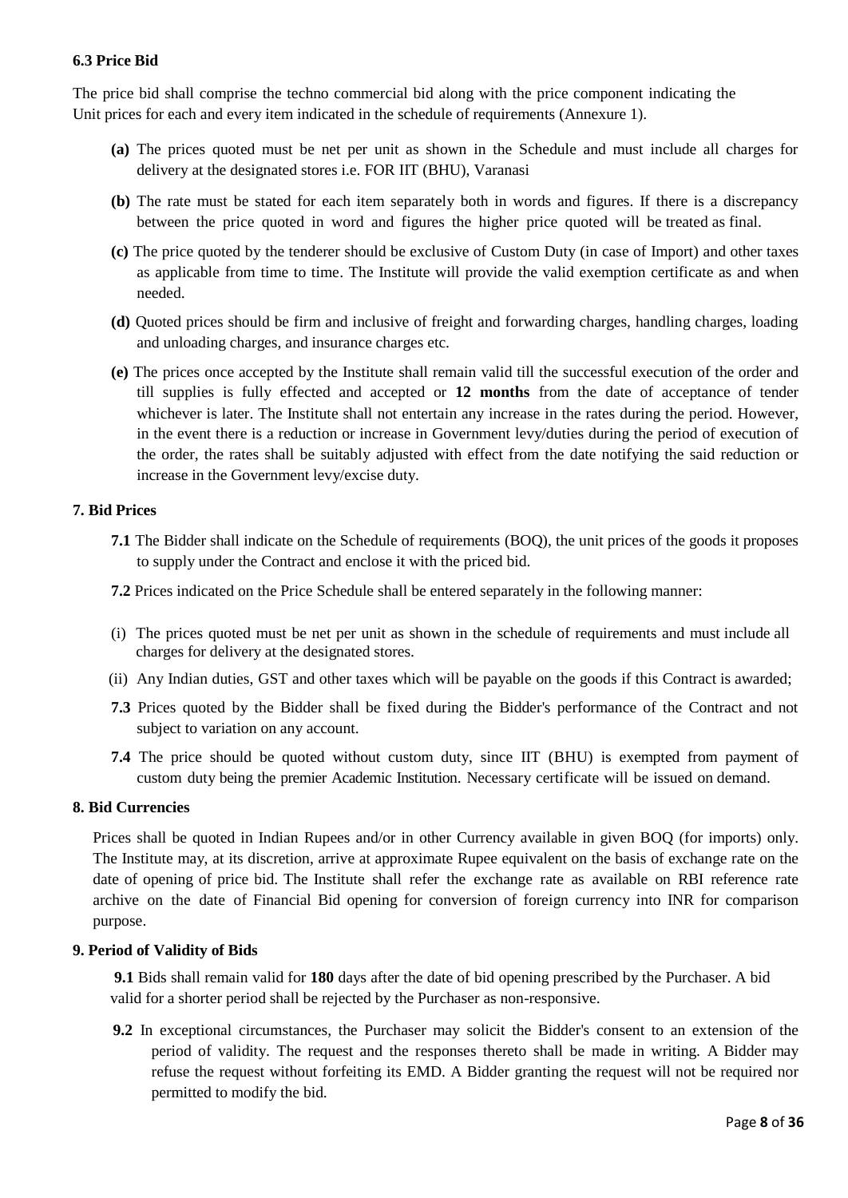**6.3 Price Bid**

The price bid shall comprise the techno commercial bid along with the price component indicating the Unit prices for each and every item indicated in the schedule of requirements (Annexure 1).

- **(a)** The prices quoted must be net per unit as shown in the Schedule and must include all charges for delivery at the designated stores i.e. FOR IIT (BHU), Varanasi
- **(b)** The rate must be stated for each item separately both in words and figures. If there is a discrepancy between the price quoted in word and figures the higher price quoted will be treated as final.
- **(c)** The price quoted by the tenderer should be exclusive of Custom Duty (in case of Import) and other taxes as applicable from time to time. The Institute will provide the valid exemption certificate as and when needed.
- **(d)** Quoted prices should be firm and inclusive of freight and forwarding charges, handling charges, loading and unloading charges, and insurance charges etc.
- **(e)** The prices once accepted by the Institute shall remain valid till the successful execution of the order and till supplies is fully effected and accepted or **12 months** from the date of acceptance of tender whichever is later. The Institute shall not entertain any increase in the rates during the period. However, in the event there is a reduction or increase in Government levy/duties during the period of execution of the order, the rates shall be suitably adjusted with effect from the date notifying the said reduction or increase in the Government levy/excise duty.

**7. Bid Prices**

**7.1** The Bidder shall indicate on the Schedule of requirements (BOQ), the unit prices of the goods it proposes to supply under the Contract and enclose it with the priced bid.

**7.2** Prices indicated on the Price Schedule shall be entered separately in the following manner:

- (i) The prices quoted must be net per unit as shown in the schedule of requirements and must include all charges for delivery at the designated stores.
- (ii) Any Indian duties, GST and other taxes which will be payable on the goods if this Contract is awarded;

**7.3** Prices quoted by the Bidder shall be fixed during the Bidder's performance of the Contract and not subject to variation on any account.

**7.4** The price should be quoted without custom duty, since IIT (BHU) is exempted from payment of custom duty being the premier Academic Institution. Necessary certificate will be issued on demand.

**8. Bid Currencies**

Prices shall be quoted in Indian Rupees and/or in other Currency available in given BOQ (for imports) only. The Institute may, at its discretion, arrive at approximate Rupee equivalent on the basis of exchange rate on the date of opening of price bid. The Institute shall refer the exchange rate as available on RBI reference rate archive on the date of Financial Bid opening for conversion of foreign currency into INR for comparison purpose.

**9. Period of Validity of Bids**

**9.1** Bids shall remain valid for **180** days after the date of bid opening prescribed by the Purchaser. A bid valid for a shorter period shall be rejected by the Purchaser as non-responsive.

**9.2** In exceptional circumstances, the Purchaser may solicit the Bidder's consent to an extension of the period of validity. The request and the responses thereto shall be made in writing. A Bidder may refuse the request without forfeiting its EMD. A Bidder granting the request will not be required nor permitted to modify the bid.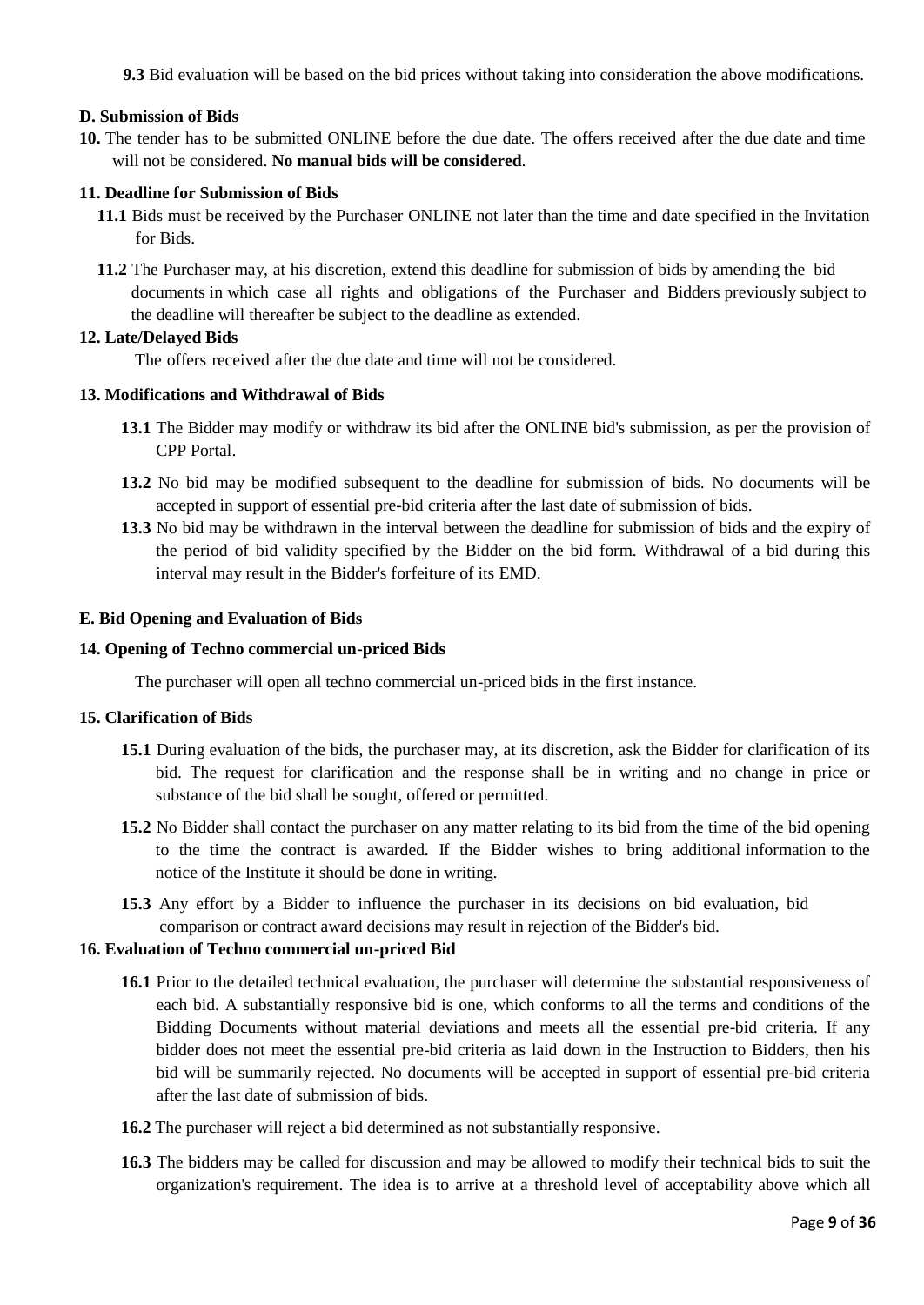**9.3** Bid evaluation will be based on the bid prices without taking into consideration the above modifications.

### D. Submission of Bids

**10.** The tender has to be submitted ONLINE before the due date. The offers received after the due date and time will not be considered. **No manual bids will be considered**.

### 11. Deadline for Submission of Bids

**11.1** Bids must be received by the Purchaser ONLINE not later than the time and date specified in the Invitation for Bids.

**11.2** The Purchaser may, at his discretion, extend this deadline for submission of bids by amending the bid documents in which case all rights and obligations of the Purchaser and Bidders previously subject to the deadline will thereafter be subject to the deadline as extended.

### 12. Late/Delayed Bids

The offers received after the due date and time will not be considered.

### 13. Modifications and Withdrawal of Bids

**13.1** The Bidder may modify or withdraw its bid after the ONLINE bid's submission, as per the provision of CPP Portal.

**13.2** No bid may be modified subsequent to the deadline for submission of bids. No documents will be accepted in support of essential pre-bid criteria after the last date of submission of bids.

**13.3** No bid may be withdrawn in the interval between the deadline for submission of bids and the expiry of the period of bid validity specified by the Bidder on the bid form. Withdrawal of a bid during this interval may result in the Bidder's forfeiture of its EMD.

### E. Bid Opening and Evaluation of Bids

### 14. Opening of Techno commercial un-priced Bids

The purchaser will open all techno commercial un-priced bids in the first instance.

### 15. Clarification of Bids

**15.1** During evaluation of the bids, the purchaser may, at its discretion, ask the Bidder for clarification of its bid. The request for clarification and the response shall be in writing and no change in price or substance of the bid shall be sought, offered or permitted.

**15.2** No Bidder shall contact the purchaser on any matter relating to its bid from the time of the bid opening to the time the contract is awarded. If the Bidder wishes to bring additional information to the notice of the Institute it should be done in writing.

**15.3** Any effort by a Bidder to influence the purchaser in its decisions on bid evaluation, bid comparison or contract award decisions may result in rejection of the Bidder's bid.

### 16. Evaluation of Techno commercial un-priced Bid

**16.1** Prior to the detailed technical evaluation, the purchaser will determine the substantial responsiveness of each bid. A substantially responsive bid is one, which conforms to all the terms and conditions of the Bidding Documents without material deviations and meets all the essential pre-bid criteria. If any bidder does not meet the essential pre-bid criteria as laid down in the Instruction to Bidders, then his bid will be summarily rejected. No documents will be accepted in support of essential pre-bid criteria after the last date of submission of bids.

**16.2** The purchaser will reject a bid determined as not substantially responsive.

**16.3** The bidders may be called for discussion and may be allowed to modify their technical bids to suit the organization's requirement. The idea is to arrive at a threshold level of acceptability above which all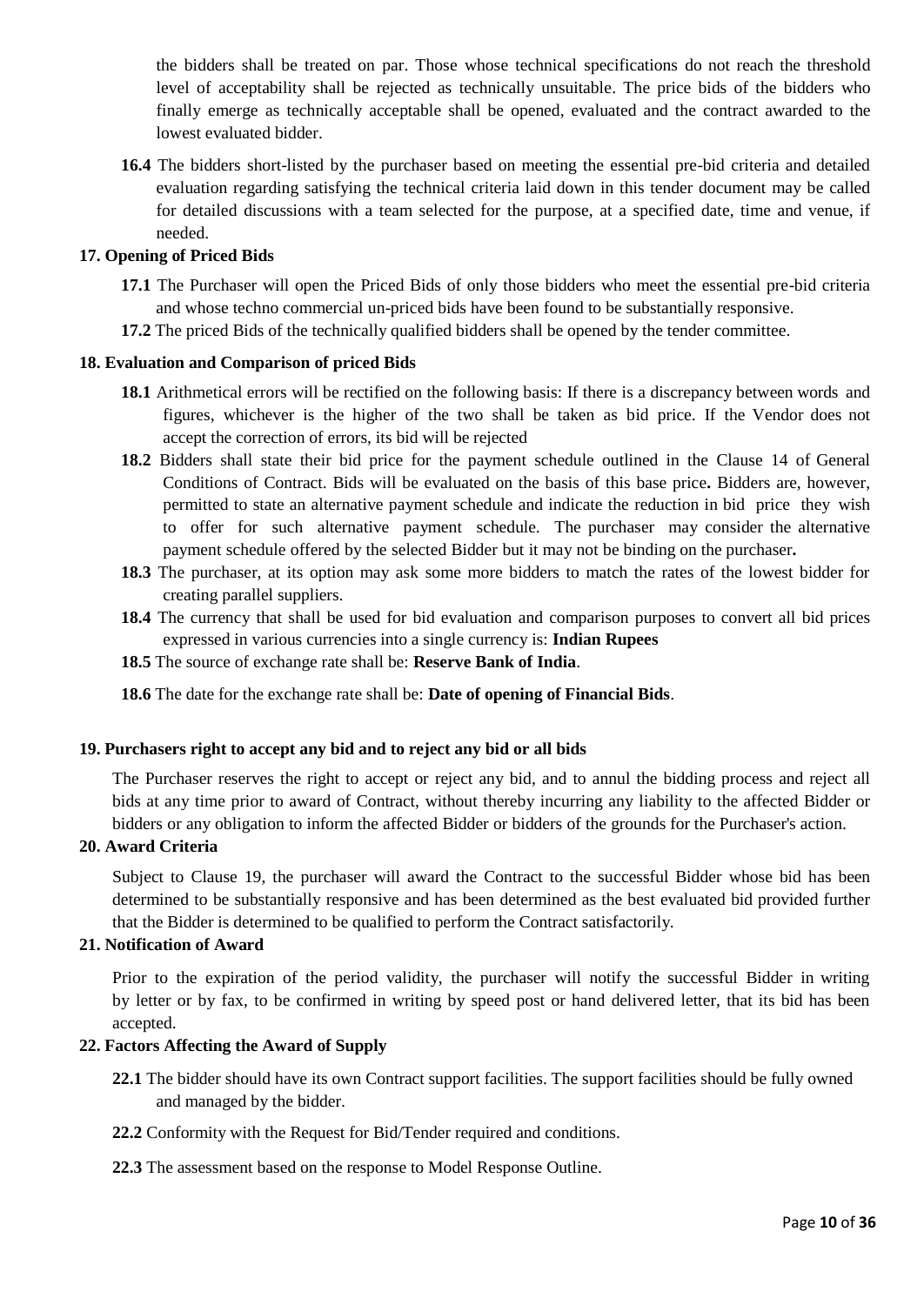the bidders shall be treated on par. Those whose technical specifications do not reach the threshold level of acceptability shall be rejected as technically unsuitable. The price bids of the bidders who finally emerge as technically acceptable shall be opened, evaluated and the contract awarded to the lowest evaluated bidder.

**16.4** The bidders short-listed by the purchaser based on meeting the essential pre-bid criteria and detailed evaluation regarding satisfying the technical criteria laid down in this tender document may be called for detailed discussions with a team selected for the purpose, at a specified date, time and venue, if needed.

**17. Opening of Priced Bids**

**17.1** The Purchaser will open the Priced Bids of only those bidders who meet the essential pre-bid criteria and whose techno commercial un-priced bids have been found to be substantially responsive.

**17.2** The priced Bids of the technically qualified bidders shall be opened by the tender committee.

**18. Evaluation and Comparison of priced Bids**

**18.1** Arithmetical errors will be rectified on the following basis: If there is a discrepancy between words and figures, whichever is the higher of the two shall be taken as bid price. If the Vendor does not accept the correction of errors, its bid will be rejected

**18.2** Bidders shall state their bid price for the payment schedule outlined in the Clause 14 of General Conditions of Contract. Bids will be evaluated on the basis of this base price**.** Bidders are, however, permitted to state an alternative payment schedule and indicate the reduction in bid price they wish to offer for such alternative payment schedule. The purchaser may consider the alternative payment schedule offered by the selected Bidder but it may not be binding on the purchaser**.**

**18.3** The purchaser, at its option may ask some more bidders to match the rates of the lowest bidder for creating parallel suppliers.

**18.4** The currency that shall be used for bid evaluation and comparison purposes to convert all bid prices expressed in various currencies into a single currency is: **Indian Rupees**

**18.5** The source of exchange rate shall be: **Reserve Bank of India**.

**18.6** The date for the exchange rate shall be: **Date of opening of Financial Bids**.

**19. Purchasers right to accept any bid and to reject any bid or all bids**

The Purchaser reserves the right to accept or reject any bid, and to annul the bidding process and reject all bids at any time prior to award of Contract, without thereby incurring any liability to the affected Bidder or bidders or any obligation to inform the affected Bidder or bidders of the grounds for the Purchaser's action.

**20. Award Criteria**

Subject to Clause 19, the purchaser will award the Contract to the successful Bidder whose bid has been determined to be substantially responsive and has been determined as the best evaluated bid provided further that the Bidder is determined to be qualified to perform the Contract satisfactorily.

**21. Notification of Award**

Prior to the expiration of the period validity, the purchaser will notify the successful Bidder in writing by letter or by fax, to be confirmed in writing by speed post or hand delivered letter, that its bid has been accepted.

**22. Factors Affecting the Award of Supply**

**22.1** The bidder should have its own Contract support facilities. The support facilities should be fully owned and managed by the bidder.

**22.2** Conformity with the Request for Bid/Tender required and conditions.

**22.3** The assessment based on the response to Model Response Outline.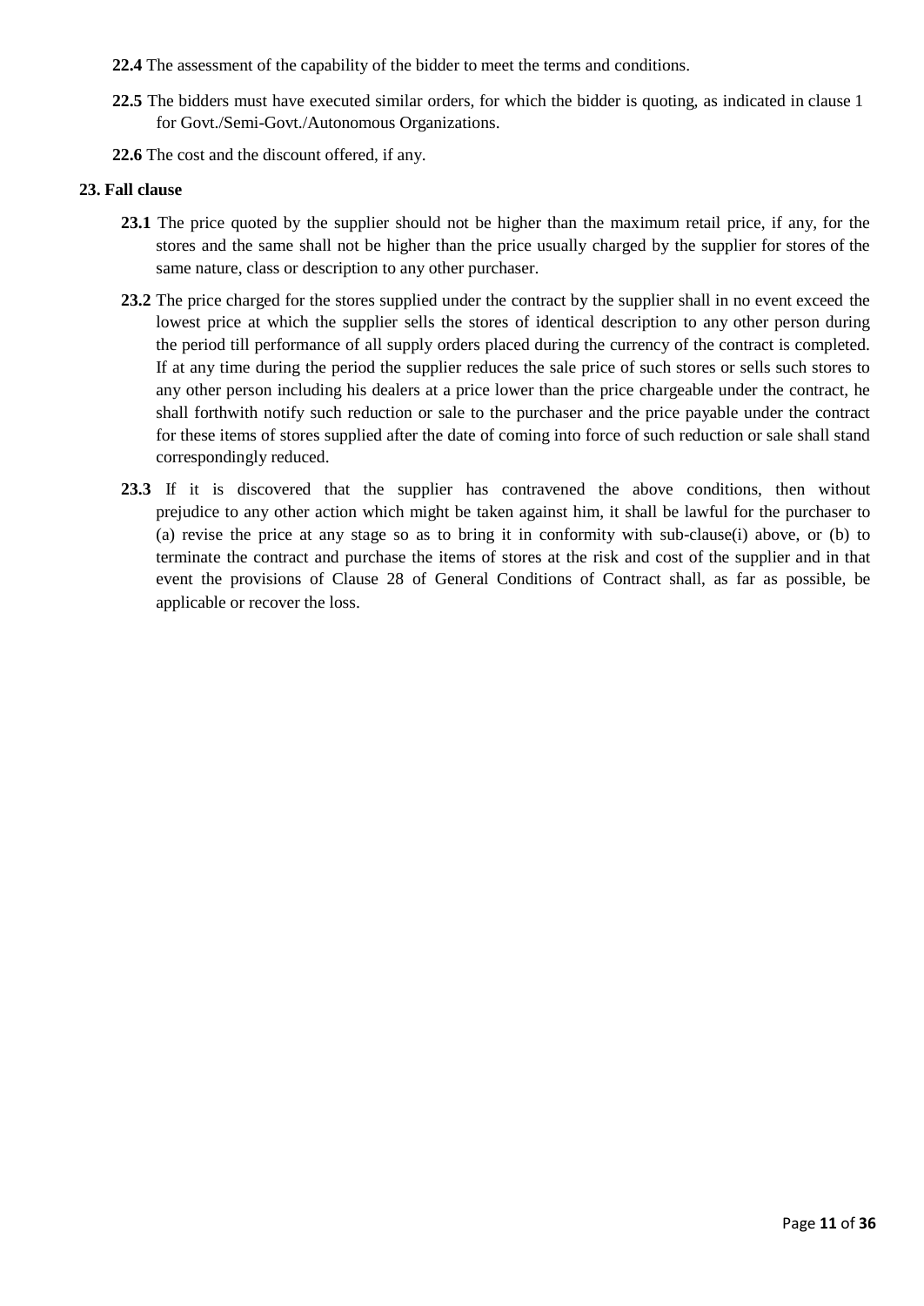**22.4** The assessment of the capability of the bidder to meet the terms and conditions.

**22.5** The bidders must have executed similar orders, for which the bidder is quoting, as indicated in clause 1 for Govt./Semi-Govt./Autonomous Organizations.

**22.6** The cost and the discount offered, if any.

**23. Fall clause**

**23.1** The price quoted by the supplier should not be higher than the maximum retail price, if any, for the stores and the same shall not be higher than the price usually charged by the supplier for stores of the same nature, class or description to any other purchaser.

**23.2** The price charged for the stores supplied under the contract by the supplier shall in no event exceed the lowest price at which the supplier sells the stores of identical description to any other person during the period till performance of all supply orders placed during the currency of the contract is completed. If at any time during the period the supplier reduces the sale price of such stores or sells such stores to any other person including his dealers at a price lower than the price chargeable under the contract, he shall forthwith notify such reduction or sale to the purchaser and the price payable under the contract for these items of stores supplied after the date of coming into force of such reduction or sale shall stand correspondingly reduced.

**23.3** If it is discovered that the supplier has contravened the above conditions, then without prejudice to any other action which might be taken against him, it shall be lawful for the purchaser to (a) revise the price at any stage so as to bring it in conformity with sub-clause(i) above, or (b) to terminate the contract and purchase the items of stores at the risk and cost of the supplier and in that event the provisions of Clause 28 of General Conditions of Contract shall, as far as possible, be applicable or recover the loss.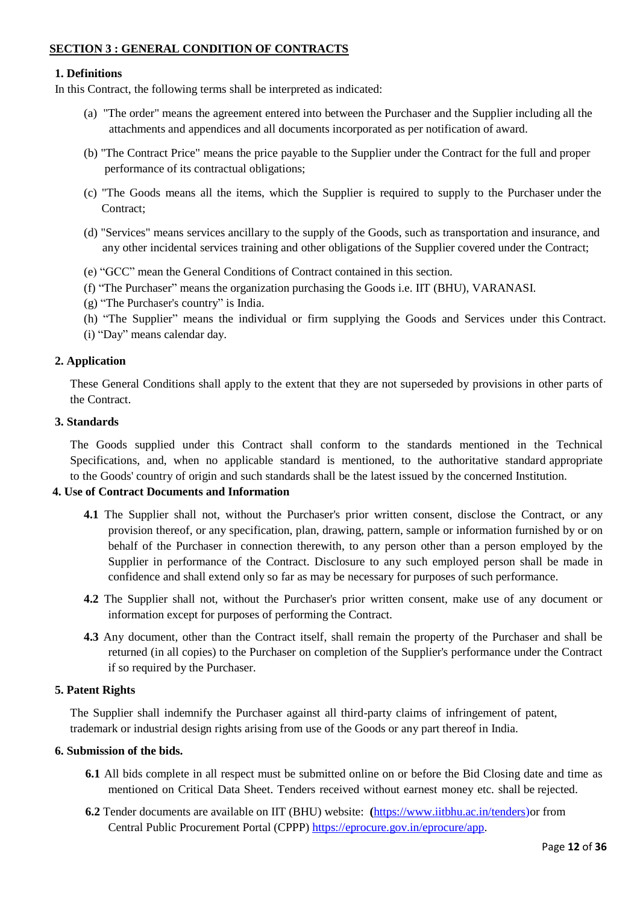## SECTION 3 : GENERAL CONDITION OF CONTRACTS

### 1. Definitions

In this Contract, the following terms shall be interpreted as indicated:

(a) "The order" means the agreement entered into between the Purchaser and the Supplier including all the attachments and appendices and all documents incorporated as per notification of award.

(b) "The Contract Price" means the price payable to the Supplier under the Contract for the full and proper performance of its contractual obligations;

(c) "The Goods means all the items, which the Supplier is required to supply to the Purchaser under the Contract;

(d) "Services" means services ancillary to the supply of the Goods, such as transportation and insurance, and any other incidental services training and other obligations of the Supplier covered under the Contract;

(e) "GCC" mean the General Conditions of Contract contained in this section.

(f) "The Purchaser" means the organization purchasing the Goods i.e. IIT (BHU), VARANASI.

(g) "The Purchaser's country" is India.

(h) "The Supplier" means the individual or firm supplying the Goods and Services under this Contract.

(i) "Day" means calendar day.

### 2. Application

These General Conditions shall apply to the extent that they are not superseded by provisions in other parts of the Contract.

### 3. Standards

The Goods supplied under this Contract shall conform to the standards mentioned in the Technical Specifications, and, when no applicable standard is mentioned, to the authoritative standard appropriate to the Goods' country of origin and such standards shall be the latest issued by the concerned Institution.

### 4. Use of Contract Documents and Information

**4.1** The Supplier shall not, without the Purchaser's prior written consent, disclose the Contract, or any provision thereof, or any specification, plan, drawing, pattern, sample or information furnished by or on behalf of the Purchaser in connection therewith, to any person other than a person employed by the Supplier in performance of the Contract. Disclosure to any such employed person shall be made in confidence and shall extend only so far as may be necessary for purposes of such performance.

**4.2** The Supplier shall not, without the Purchaser's prior written consent, make use of any document or information except for purposes of performing the Contract.

**4.3** Any document, other than the Contract itself, shall remain the property of the Purchaser and shall be returned (in all copies) to the Purchaser on completion of the Supplier's performance under the Contract if so required by the Purchaser.

### 5. Patent Rights

The Supplier shall indemnify the Purchaser against all third-party claims of infringement of patent, trademark or industrial design rights arising from use of the Goods or any part thereof in India.

### 6. Submission of the bids.

**6.1** All bids complete in all respect must be submitted online on or before the Bid Closing date and time as mentioned on Critical Data Sheet. Tenders received without earnest money etc. shall be rejected.

**6.2** Tender documents are available on IIT (BHU) website: **(**https://www.iitbhu.ac.in/tenders)or from Central Public Procurement Portal (CPPP) https://eprocure.gov.in/eprocure/app.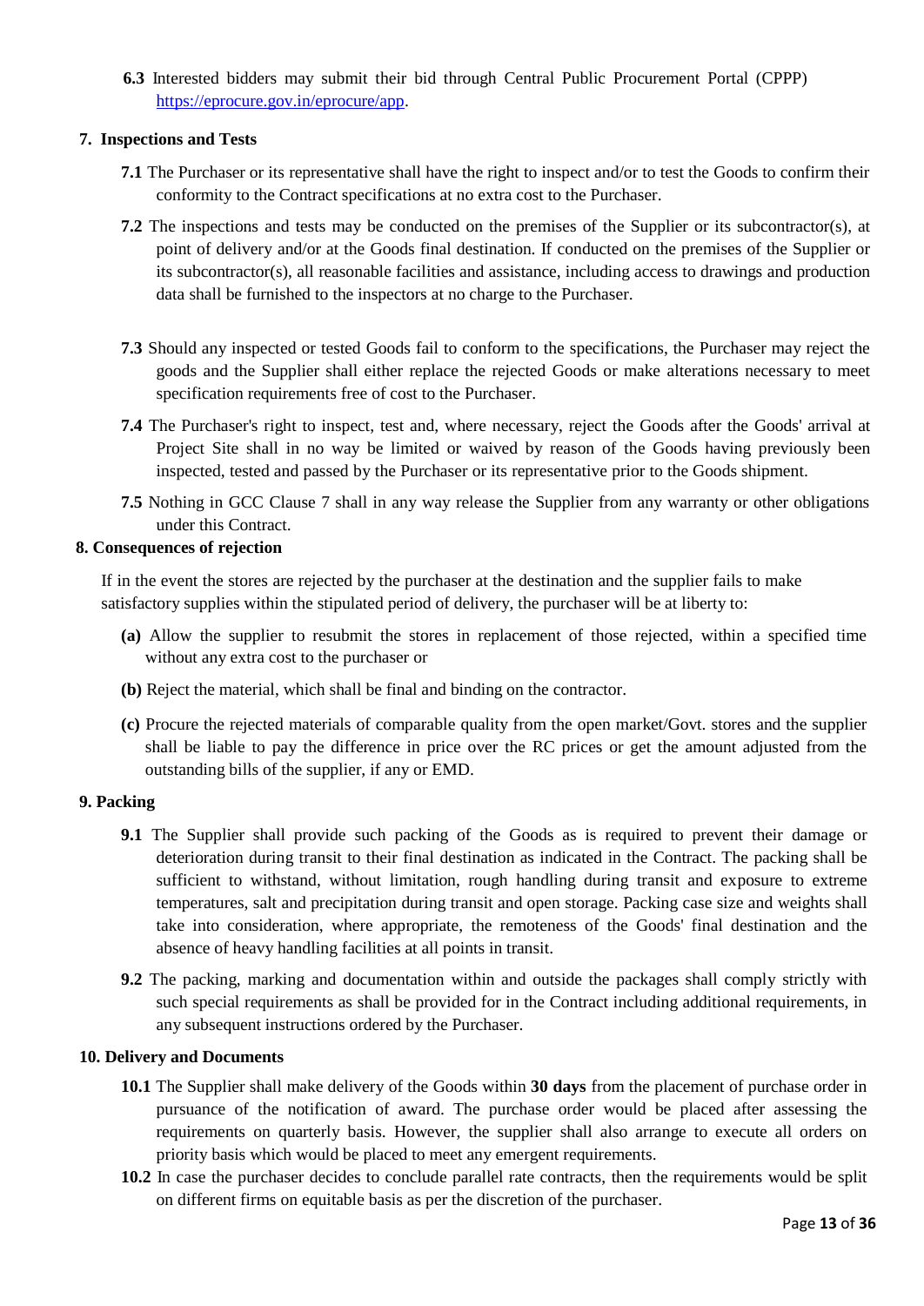**6.3** Interested bidders may submit their bid through Central Public Procurement Portal (CPPP) https://eprocure.gov.in/eprocure/app.

## 7. Inspections and Tests

**7.1** The Purchaser or its representative shall have the right to inspect and/or to test the Goods to confirm their conformity to the Contract specifications at no extra cost to the Purchaser.

**7.2** The inspections and tests may be conducted on the premises of the Supplier or its subcontractor(s), at point of delivery and/or at the Goods final destination. If conducted on the premises of the Supplier or its subcontractor(s), all reasonable facilities and assistance, including access to drawings and production data shall be furnished to the inspectors at no charge to the Purchaser.

**7.3** Should any inspected or tested Goods fail to conform to the specifications, the Purchaser may reject the goods and the Supplier shall either replace the rejected Goods or make alterations necessary to meet specification requirements free of cost to the Purchaser.

**7.4** The Purchaser's right to inspect, test and, where necessary, reject the Goods after the Goods' arrival at Project Site shall in no way be limited or waived by reason of the Goods having previously been inspected, tested and passed by the Purchaser or its representative prior to the Goods shipment.

**7.5** Nothing in GCC Clause 7 shall in any way release the Supplier from any warranty or other obligations under this Contract.

## 8. Consequences of rejection

If in the event the stores are rejected by the purchaser at the destination and the supplier fails to make satisfactory supplies within the stipulated period of delivery, the purchaser will be at liberty to:

**(a)** Allow the supplier to resubmit the stores in replacement of those rejected, within a specified time without any extra cost to the purchaser or

**(b)** Reject the material, which shall be final and binding on the contractor.

**(c)** Procure the rejected materials of comparable quality from the open market/Govt. stores and the supplier shall be liable to pay the difference in price over the RC prices or get the amount adjusted from the outstanding bills of the supplier, if any or EMD.

## 9. Packing

**9.1** The Supplier shall provide such packing of the Goods as is required to prevent their damage or deterioration during transit to their final destination as indicated in the Contract. The packing shall be sufficient to withstand, without limitation, rough handling during transit and exposure to extreme temperatures, salt and precipitation during transit and open storage. Packing case size and weights shall take into consideration, where appropriate, the remoteness of the Goods' final destination and the absence of heavy handling facilities at all points in transit.

**9.2** The packing, marking and documentation within and outside the packages shall comply strictly with such special requirements as shall be provided for in the Contract including additional requirements, in any subsequent instructions ordered by the Purchaser.

## 10. Delivery and Documents

**10.1** The Supplier shall make delivery of the Goods within **30 days** from the placement of purchase order in pursuance of the notification of award. The purchase order would be placed after assessing the requirements on quarterly basis. However, the supplier shall also arrange to execute all orders on priority basis which would be placed to meet any emergent requirements.

**10.2** In case the purchaser decides to conclude parallel rate contracts, then the requirements would be split on different firms on equitable basis as per the discretion of the purchaser.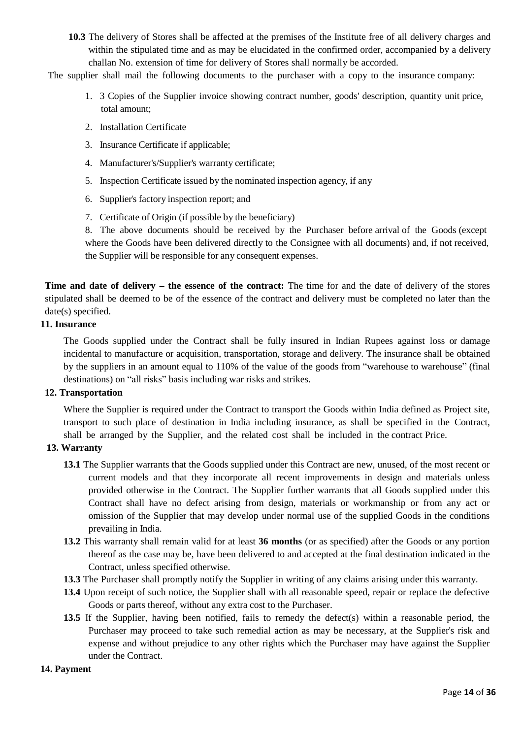**10.3** The delivery of Stores shall be affected at the premises of the Institute free of all delivery charges and within the stipulated time and as may be elucidated in the confirmed order, accompanied by a delivery challan No. extension of time for delivery of Stores shall normally be accorded.

The supplier shall mail the following documents to the purchaser with a copy to the insurance company:

1. 3 Copies of the Supplier invoice showing contract number, goods' description, quantity unit price, total amount;
2. Installation Certificate
3. Insurance Certificate if applicable;
4. Manufacturer's/Supplier's warranty certificate;
5. Inspection Certificate issued by the nominated inspection agency, if any
6. Supplier's factory inspection report; and
7. Certificate of Origin (if possible by the beneficiary)
8. The above documents should be received by the Purchaser before arrival of the Goods (except where the Goods have been delivered directly to the Consignee with all documents) and, if not received, the Supplier will be responsible for any consequent expenses.

**Time and date of delivery – the essence of the contract:** The time for and the date of delivery of the stores stipulated shall be deemed to be of the essence of the contract and delivery must be completed no later than the date(s) specified.

**11. Insurance**

The Goods supplied under the Contract shall be fully insured in Indian Rupees against loss or damage incidental to manufacture or acquisition, transportation, storage and delivery. The insurance shall be obtained by the suppliers in an amount equal to 110% of the value of the goods from "warehouse to warehouse" (final destinations) on "all risks" basis including war risks and strikes.

**12. Transportation**

Where the Supplier is required under the Contract to transport the Goods within India defined as Project site, transport to such place of destination in India including insurance, as shall be specified in the Contract, shall be arranged by the Supplier, and the related cost shall be included in the contract Price.

**13. Warranty**

**13.1** The Supplier warrants that the Goods supplied under this Contract are new, unused, of the most recent or current models and that they incorporate all recent improvements in design and materials unless provided otherwise in the Contract. The Supplier further warrants that all Goods supplied under this Contract shall have no defect arising from design, materials or workmanship or from any act or omission of the Supplier that may develop under normal use of the supplied Goods in the conditions prevailing in India.

**13.2** This warranty shall remain valid for at least **36 months** (or as specified) after the Goods or any portion thereof as the case may be, have been delivered to and accepted at the final destination indicated in the Contract, unless specified otherwise.

**13.3** The Purchaser shall promptly notify the Supplier in writing of any claims arising under this warranty.

**13.4** Upon receipt of such notice, the Supplier shall with all reasonable speed, repair or replace the defective Goods or parts thereof, without any extra cost to the Purchaser.

**13.5** If the Supplier, having been notified, fails to remedy the defect(s) within a reasonable period, the Purchaser may proceed to take such remedial action as may be necessary, at the Supplier's risk and expense and without prejudice to any other rights which the Purchaser may have against the Supplier under the Contract.

**14. Payment**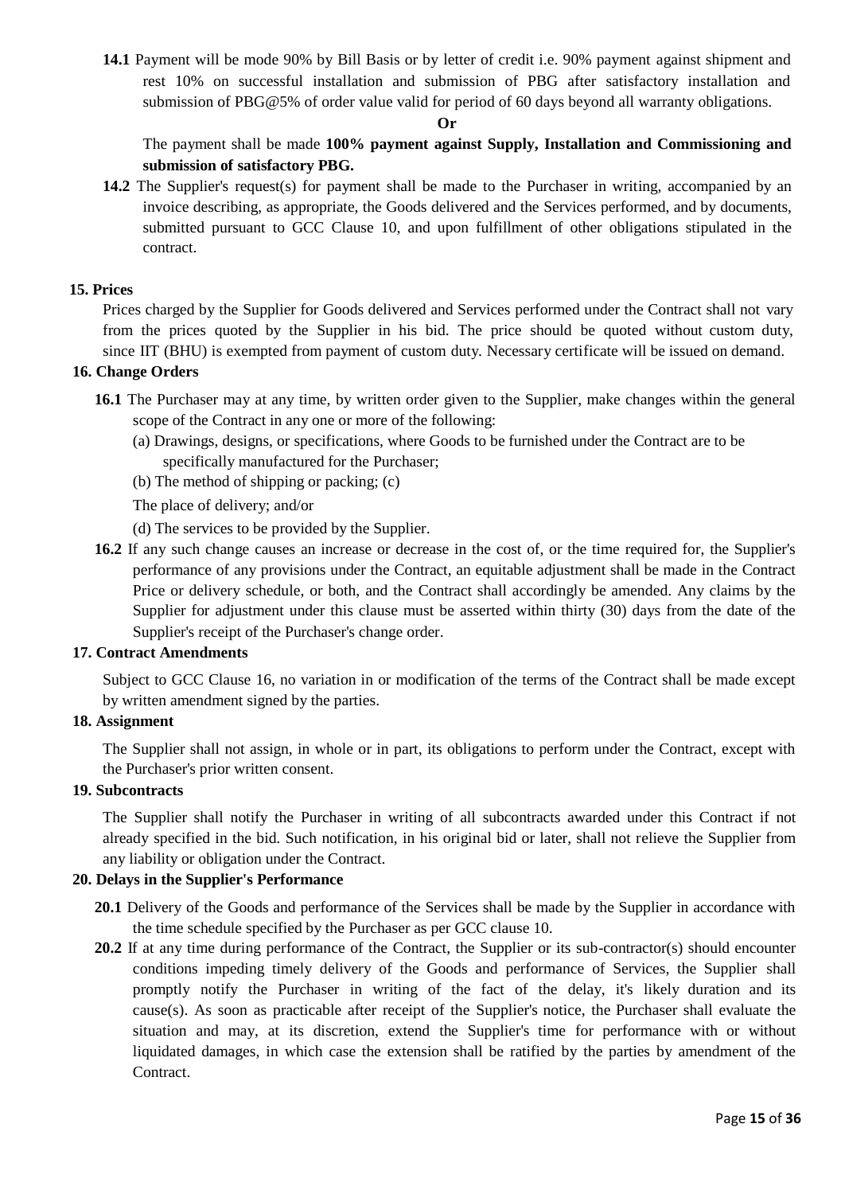**14.1** Payment will be mode 90% by Bill Basis or by letter of credit i.e. 90% payment against shipment and rest 10% on successful installation and submission of PBG after satisfactory installation and submission of PBG@5% of order value valid for period of 60 days beyond all warranty obligations.

**Or**

The payment shall be made **100% payment against Supply, Installation and Commissioning and submission of satisfactory PBG.**

**14.2** The Supplier's request(s) for payment shall be made to the Purchaser in writing, accompanied by an invoice describing, as appropriate, the Goods delivered and the Services performed, and by documents, submitted pursuant to GCC Clause 10, and upon fulfillment of other obligations stipulated in the contract.

**15. Prices**

Prices charged by the Supplier for Goods delivered and Services performed under the Contract shall not vary from the prices quoted by the Supplier in his bid. The price should be quoted without custom duty, since IIT (BHU) is exempted from payment of custom duty. Necessary certificate will be issued on demand.

**16. Change Orders**

**16.1** The Purchaser may at any time, by written order given to the Supplier, make changes within the general scope of the Contract in any one or more of the following:

(a) Drawings, designs, or specifications, where Goods to be furnished under the Contract are to be specifically manufactured for the Purchaser;

(b) The method of shipping or packing; (c)

The place of delivery; and/or

(d) The services to be provided by the Supplier.

**16.2** If any such change causes an increase or decrease in the cost of, or the time required for, the Supplier's performance of any provisions under the Contract, an equitable adjustment shall be made in the Contract Price or delivery schedule, or both, and the Contract shall accordingly be amended. Any claims by the Supplier for adjustment under this clause must be asserted within thirty (30) days from the date of the Supplier's receipt of the Purchaser's change order.

**17. Contract Amendments**

Subject to GCC Clause 16, no variation in or modification of the terms of the Contract shall be made except by written amendment signed by the parties.

**18. Assignment**

The Supplier shall not assign, in whole or in part, its obligations to perform under the Contract, except with the Purchaser's prior written consent.

**19. Subcontracts**

The Supplier shall notify the Purchaser in writing of all subcontracts awarded under this Contract if not already specified in the bid. Such notification, in his original bid or later, shall not relieve the Supplier from any liability or obligation under the Contract.

**20. Delays in the Supplier's Performance**

**20.1** Delivery of the Goods and performance of the Services shall be made by the Supplier in accordance with the time schedule specified by the Purchaser as per GCC clause 10.

**20.2** If at any time during performance of the Contract, the Supplier or its sub-contractor(s) should encounter conditions impeding timely delivery of the Goods and performance of Services, the Supplier shall promptly notify the Purchaser in writing of the fact of the delay, it's likely duration and its cause(s). As soon as practicable after receipt of the Supplier's notice, the Purchaser shall evaluate the situation and may, at its discretion, extend the Supplier's time for performance with or without liquidated damages, in which case the extension shall be ratified by the parties by amendment of the Contract.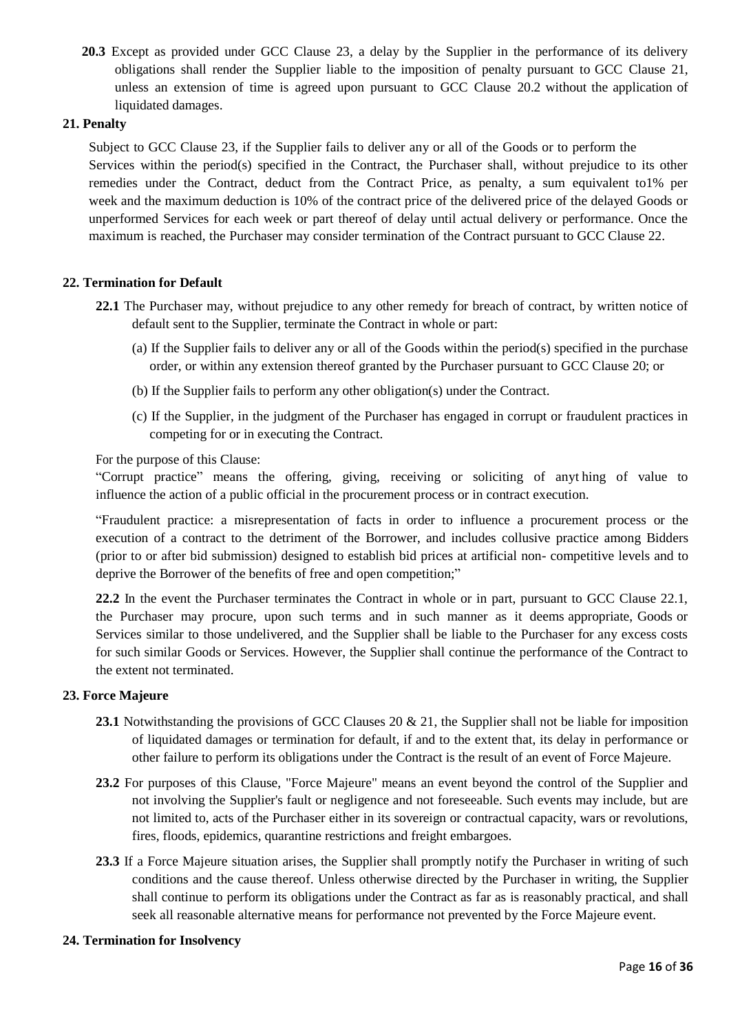**20.3** Except as provided under GCC Clause 23, a delay by the Supplier in the performance of its delivery obligations shall render the Supplier liable to the imposition of penalty pursuant to GCC Clause 21, unless an extension of time is agreed upon pursuant to GCC Clause 20.2 without the application of liquidated damages.

## 21. Penalty

Subject to GCC Clause 23, if the Supplier fails to deliver any or all of the Goods or to perform the Services within the period(s) specified in the Contract, the Purchaser shall, without prejudice to its other remedies under the Contract, deduct from the Contract Price, as penalty, a sum equivalent to1% per week and the maximum deduction is 10% of the contract price of the delivered price of the delayed Goods or unperformed Services for each week or part thereof of delay until actual delivery or performance. Once the maximum is reached, the Purchaser may consider termination of the Contract pursuant to GCC Clause 22.

## 22. Termination for Default

**22.1** The Purchaser may, without prejudice to any other remedy for breach of contract, by written notice of default sent to the Supplier, terminate the Contract in whole or part:

(a) If the Supplier fails to deliver any or all of the Goods within the period(s) specified in the purchase order, or within any extension thereof granted by the Purchaser pursuant to GCC Clause 20; or

(b) If the Supplier fails to perform any other obligation(s) under the Contract.

(c) If the Supplier, in the judgment of the Purchaser has engaged in corrupt or fraudulent practices in competing for or in executing the Contract.

For the purpose of this Clause:

"Corrupt practice" means the offering, giving, receiving or soliciting of anyt hing of value to influence the action of a public official in the procurement process or in contract execution.

"Fraudulent practice: a misrepresentation of facts in order to influence a procurement process or the execution of a contract to the detriment of the Borrower, and includes collusive practice among Bidders (prior to or after bid submission) designed to establish bid prices at artificial non- competitive levels and to deprive the Borrower of the benefits of free and open competition;"

**22.2** In the event the Purchaser terminates the Contract in whole or in part, pursuant to GCC Clause 22.1, the Purchaser may procure, upon such terms and in such manner as it deems appropriate, Goods or Services similar to those undelivered, and the Supplier shall be liable to the Purchaser for any excess costs for such similar Goods or Services. However, the Supplier shall continue the performance of the Contract to the extent not terminated.

## 23. Force Majeure

**23.1** Notwithstanding the provisions of GCC Clauses 20 & 21, the Supplier shall not be liable for imposition of liquidated damages or termination for default, if and to the extent that, its delay in performance or other failure to perform its obligations under the Contract is the result of an event of Force Majeure.

**23.2** For purposes of this Clause, "Force Majeure" means an event beyond the control of the Supplier and not involving the Supplier's fault or negligence and not foreseeable. Such events may include, but are not limited to, acts of the Purchaser either in its sovereign or contractual capacity, wars or revolutions, fires, floods, epidemics, quarantine restrictions and freight embargoes.

**23.3** If a Force Majeure situation arises, the Supplier shall promptly notify the Purchaser in writing of such conditions and the cause thereof. Unless otherwise directed by the Purchaser in writing, the Supplier shall continue to perform its obligations under the Contract as far as is reasonably practical, and shall seek all reasonable alternative means for performance not prevented by the Force Majeure event.

## 24. Termination for Insolvency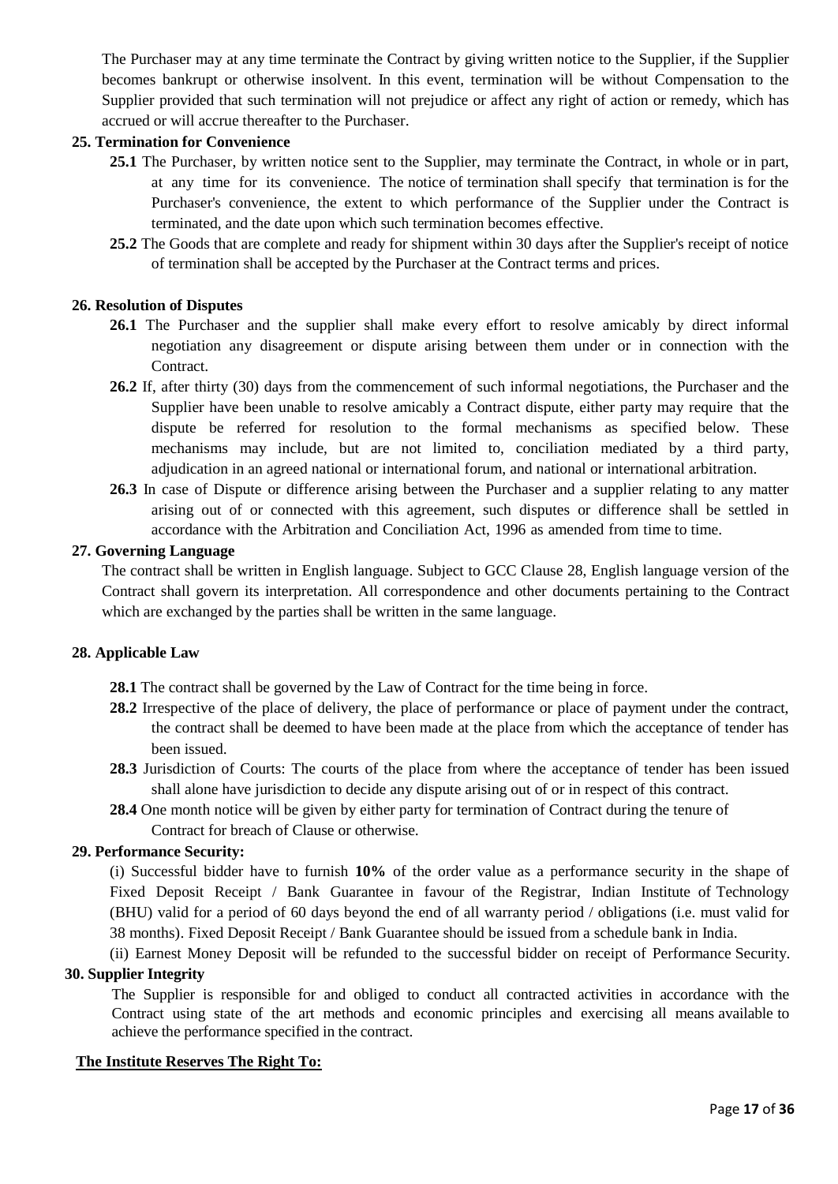The Purchaser may at any time terminate the Contract by giving written notice to the Supplier, if the Supplier becomes bankrupt or otherwise insolvent. In this event, termination will be without Compensation to the Supplier provided that such termination will not prejudice or affect any right of action or remedy, which has accrued or will accrue thereafter to the Purchaser.

**25. Termination for Convenience**

**25.1** The Purchaser, by written notice sent to the Supplier, may terminate the Contract, in whole or in part, at any time for its convenience. The notice of termination shall specify that termination is for the Purchaser's convenience, the extent to which performance of the Supplier under the Contract is terminated, and the date upon which such termination becomes effective.

**25.2** The Goods that are complete and ready for shipment within 30 days after the Supplier's receipt of notice of termination shall be accepted by the Purchaser at the Contract terms and prices.

**26. Resolution of Disputes**

**26.1** The Purchaser and the supplier shall make every effort to resolve amicably by direct informal negotiation any disagreement or dispute arising between them under or in connection with the Contract.

**26.2** If, after thirty (30) days from the commencement of such informal negotiations, the Purchaser and the Supplier have been unable to resolve amicably a Contract dispute, either party may require that the dispute be referred for resolution to the formal mechanisms as specified below. These mechanisms may include, but are not limited to, conciliation mediated by a third party, adjudication in an agreed national or international forum, and national or international arbitration.

**26.3** In case of Dispute or difference arising between the Purchaser and a supplier relating to any matter arising out of or connected with this agreement, such disputes or difference shall be settled in accordance with the Arbitration and Conciliation Act, 1996 as amended from time to time.

**27. Governing Language**

The contract shall be written in English language. Subject to GCC Clause 28, English language version of the Contract shall govern its interpretation. All correspondence and other documents pertaining to the Contract which are exchanged by the parties shall be written in the same language.

**28. Applicable Law**

**28.1** The contract shall be governed by the Law of Contract for the time being in force.

**28.2** Irrespective of the place of delivery, the place of performance or place of payment under the contract, the contract shall be deemed to have been made at the place from which the acceptance of tender has been issued.

**28.3** Jurisdiction of Courts: The courts of the place from where the acceptance of tender has been issued shall alone have jurisdiction to decide any dispute arising out of or in respect of this contract.

**28.4** One month notice will be given by either party for termination of Contract during the tenure of Contract for breach of Clause or otherwise.

**29. Performance Security:**

(i) Successful bidder have to furnish **10%** of the order value as a performance security in the shape of Fixed Deposit Receipt / Bank Guarantee in favour of the Registrar, Indian Institute of Technology (BHU) valid for a period of 60 days beyond the end of all warranty period / obligations (i.e. must valid for 38 months). Fixed Deposit Receipt / Bank Guarantee should be issued from a schedule bank in India.

(ii) Earnest Money Deposit will be refunded to the successful bidder on receipt of Performance Security.

**30. Supplier Integrity**

The Supplier is responsible for and obliged to conduct all contracted activities in accordance with the Contract using state of the art methods and economic principles and exercising all means available to achieve the performance specified in the contract.

**The Institute Reserves The Right To:**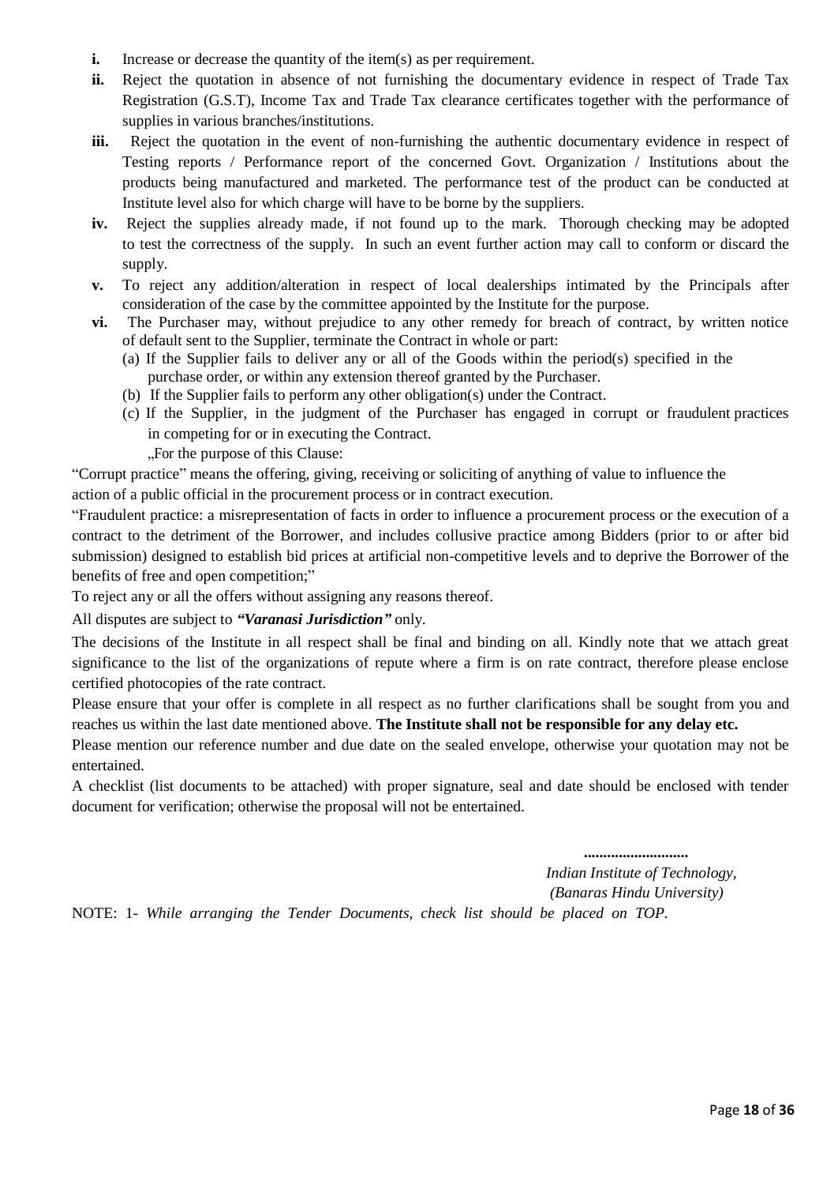- **i.** Increase or decrease the quantity of the item(s) as per requirement.
- **ii.** Reject the quotation in absence of not furnishing the documentary evidence in respect of Trade Tax Registration (G.S.T), Income Tax and Trade Tax clearance certificates together with the performance of supplies in various branches/institutions.
- **iii.** Reject the quotation in the event of non-furnishing the authentic documentary evidence in respect of Testing reports / Performance report of the concerned Govt. Organization / Institutions about the products being manufactured and marketed. The performance test of the product can be conducted at Institute level also for which charge will have to be borne by the suppliers.
- **iv.** Reject the supplies already made, if not found up to the mark. Thorough checking may be adopted to test the correctness of the supply. In such an event further action may call to conform or discard the supply.
- **v.** To reject any addition/alteration in respect of local dealerships intimated by the Principals after consideration of the case by the committee appointed by the Institute for the purpose.
- **vi.** The Purchaser may, without prejudice to any other remedy for breach of contract, by written notice of default sent to the Supplier, terminate the Contract in whole or part:
  - (a) If the Supplier fails to deliver any or all of the Goods within the period(s) specified in the purchase order, or within any extension thereof granted by the Purchaser.
  - (b) If the Supplier fails to perform any other obligation(s) under the Contract.
  - (c) If the Supplier, in the judgment of the Purchaser has engaged in corrupt or fraudulent practices in competing for or in executing the Contract.

    „For the purpose of this Clause:

"Corrupt practice" means the offering, giving, receiving or soliciting of anything of value to influence the action of a public official in the procurement process or in contract execution.

"Fraudulent practice: a misrepresentation of facts in order to influence a procurement process or the execution of a contract to the detriment of the Borrower, and includes collusive practice among Bidders (prior to or after bid submission) designed to establish bid prices at artificial non-competitive levels and to deprive the Borrower of the benefits of free and open competition;"

To reject any or all the offers without assigning any reasons thereof.

All disputes are subject to ***"Varanasi Jurisdiction"*** only.

The decisions of the Institute in all respect shall be final and binding on all. Kindly note that we attach great significance to the list of the organizations of repute where a firm is on rate contract, therefore please enclose certified photocopies of the rate contract.

Please ensure that your offer is complete in all respect as no further clarifications shall be sought from you and reaches us within the last date mentioned above. **The Institute shall not be responsible for any delay etc.**

Please mention our reference number and due date on the sealed envelope, otherwise your quotation may not be entertained.

A checklist (list documents to be attached) with proper signature, seal and date should be enclosed with tender document for verification; otherwise the proposal will not be entertained.

**..........................**

*Indian Institute of Technology,*
*(Banaras Hindu University)*

NOTE: 1- *While arranging the Tender Documents, check list should be placed on TOP.*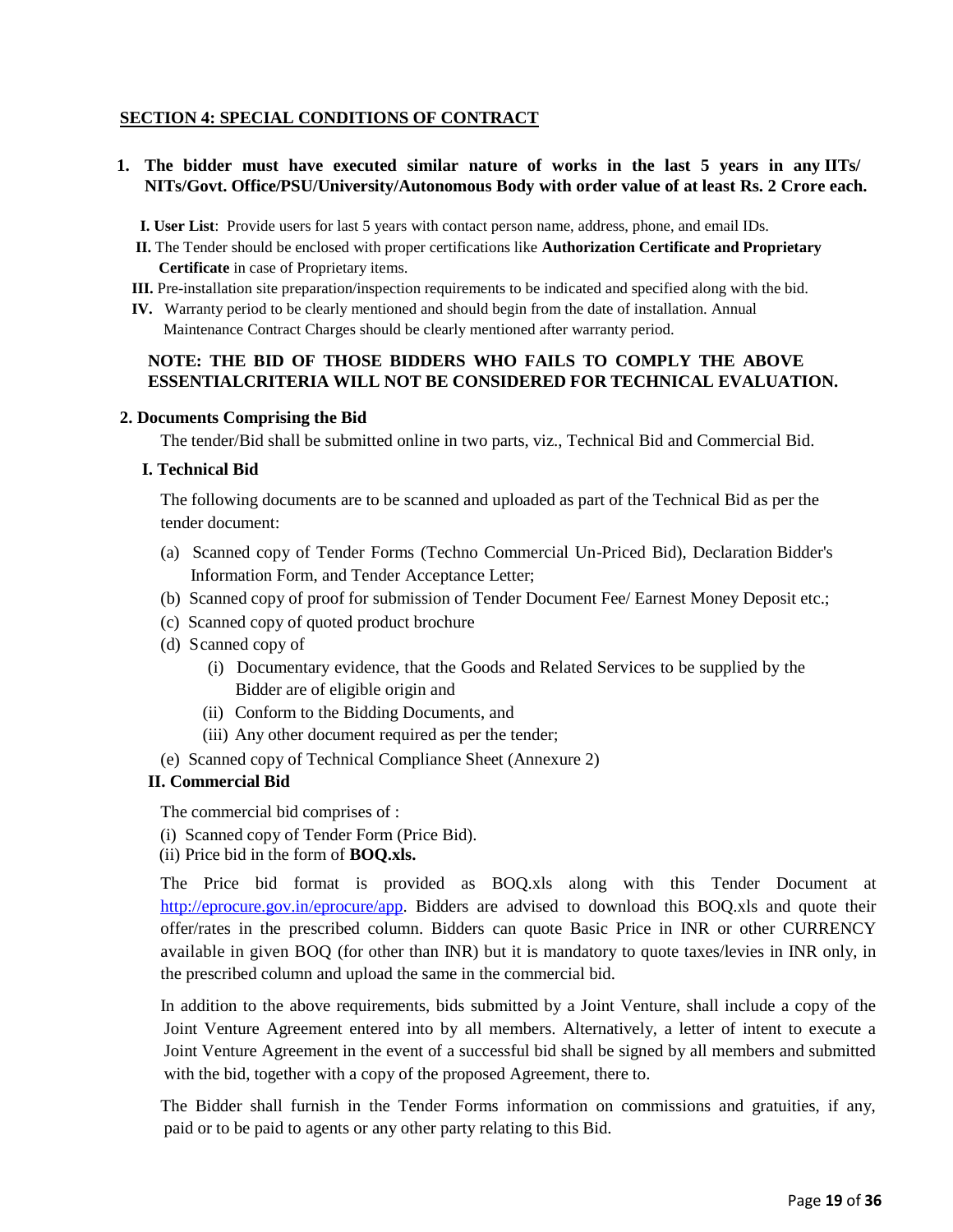## SECTION 4: SPECIAL CONDITIONS OF CONTRACT

1. **The bidder must have executed similar nature of works in the last 5 years in any IITs/ NITs/Govt. Office/PSU/University/Autonomous Body with order value of at least Rs. 2 Crore each.**

   **I. User List**: Provide users for last 5 years with contact person name, address, phone, and email IDs.

   **II.** The Tender should be enclosed with proper certifications like **Authorization Certificate and Proprietary Certificate** in case of Proprietary items.

   **III.** Pre-installation site preparation/inspection requirements to be indicated and specified along with the bid.

   **IV.** Warranty period to be clearly mentioned and should begin from the date of installation. Annual Maintenance Contract Charges should be clearly mentioned after warranty period.

   **NOTE: THE BID OF THOSE BIDDERS WHO FAILS TO COMPLY THE ABOVE ESSENTIALCRITERIA WILL NOT BE CONSIDERED FOR TECHNICAL EVALUATION.**

**2. Documents Comprising the Bid**

The tender/Bid shall be submitted online in two parts, viz., Technical Bid and Commercial Bid.

**I. Technical Bid**

The following documents are to be scanned and uploaded as part of the Technical Bid as per the tender document:

(a) Scanned copy of Tender Forms (Techno Commercial Un-Priced Bid), Declaration Bidder's Information Form, and Tender Acceptance Letter;

(b) Scanned copy of proof for submission of Tender Document Fee/ Earnest Money Deposit etc.;

(c) Scanned copy of quoted product brochure

(d) Scanned copy of

- (i) Documentary evidence, that the Goods and Related Services to be supplied by the Bidder are of eligible origin and
- (ii) Conform to the Bidding Documents, and
- (iii) Any other document required as per the tender;

(e) Scanned copy of Technical Compliance Sheet (Annexure 2)

**II. Commercial Bid**

The commercial bid comprises of :

(i) Scanned copy of Tender Form (Price Bid).

(ii) Price bid in the form of **BOQ.xls.**

The Price bid format is provided as BOQ.xls along with this Tender Document at http://eprocure.gov.in/eprocure/app. Bidders are advised to download this BOQ.xls and quote their offer/rates in the prescribed column. Bidders can quote Basic Price in INR or other CURRENCY available in given BOQ (for other than INR) but it is mandatory to quote taxes/levies in INR only, in the prescribed column and upload the same in the commercial bid.

In addition to the above requirements, bids submitted by a Joint Venture, shall include a copy of the Joint Venture Agreement entered into by all members. Alternatively, a letter of intent to execute a Joint Venture Agreement in the event of a successful bid shall be signed by all members and submitted with the bid, together with a copy of the proposed Agreement, there to.

The Bidder shall furnish in the Tender Forms information on commissions and gratuities, if any, paid or to be paid to agents or any other party relating to this Bid.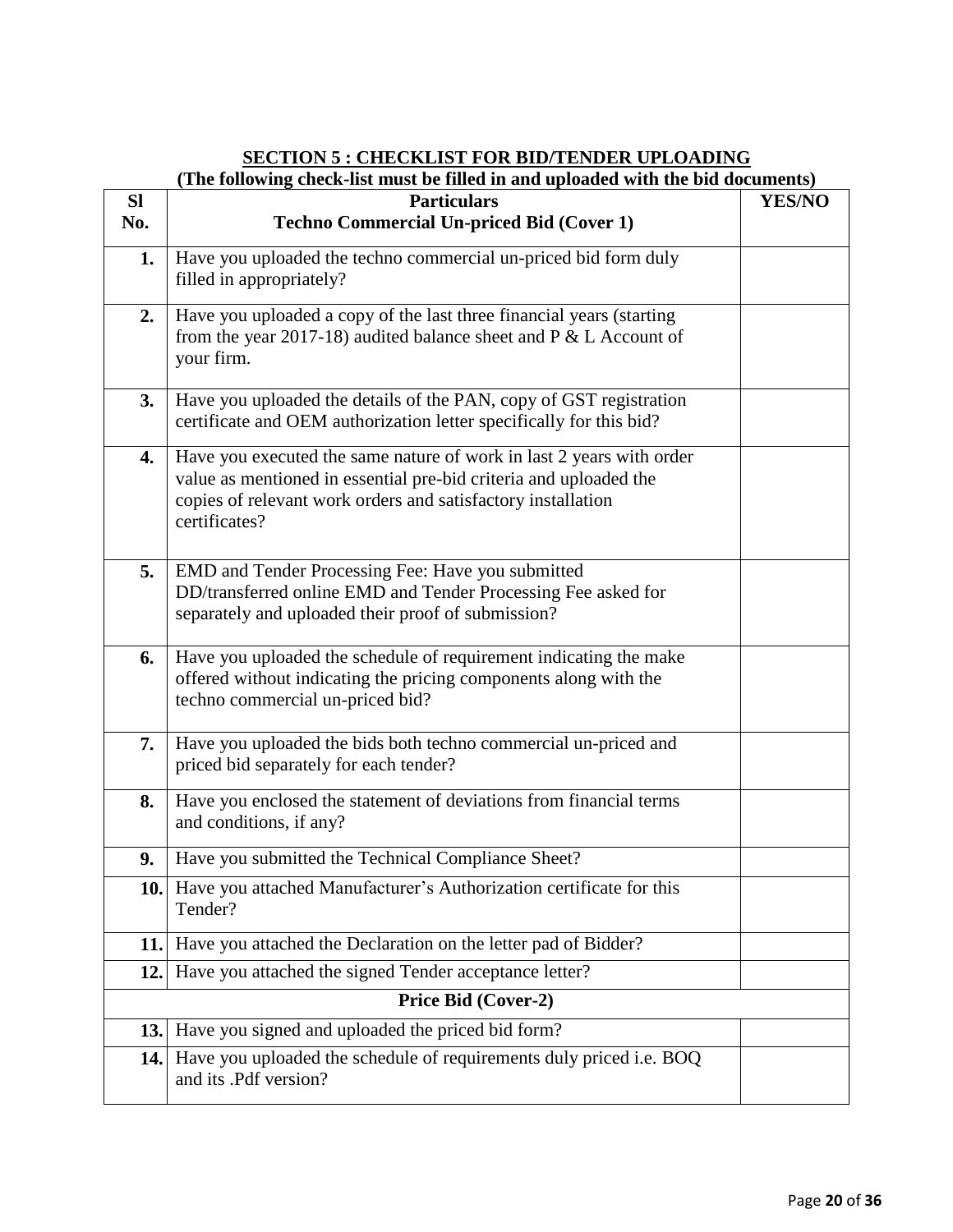## SECTION 5 : CHECKLIST FOR BID/TENDER UPLOADING

**(The following check-list must be filled in and uploaded with the bid documents)**

| Sl No. | Particulars<br>Techno Commercial Un-priced Bid (Cover 1) | YES/NO |
|---|---|---|
| 1. | Have you uploaded the techno commercial un-priced bid form duly filled in appropriately? | |
| 2. | Have you uploaded a copy of the last three financial years (starting from the year 2017-18) audited balance sheet and P & L Account of your firm. | |
| 3. | Have you uploaded the details of the PAN, copy of GST registration certificate and OEM authorization letter specifically for this bid? | |
| 4. | Have you executed the same nature of work in last 2 years with order value as mentioned in essential pre-bid criteria and uploaded the copies of relevant work orders and satisfactory installation certificates? | |
| 5. | EMD and Tender Processing Fee: Have you submitted DD/transferred online EMD and Tender Processing Fee asked for separately and uploaded their proof of submission? | |
| 6. | Have you uploaded the schedule of requirement indicating the make offered without indicating the pricing components along with the techno commercial un-priced bid? | |
| 7. | Have you uploaded the bids both techno commercial un-priced and priced bid separately for each tender? | |
| 8. | Have you enclosed the statement of deviations from financial terms and conditions, if any? | |
| 9. | Have you submitted the Technical Compliance Sheet? | |
| 10. | Have you attached Manufacturer's Authorization certificate for this Tender? | |
| 11. | Have you attached the Declaration on the letter pad of Bidder? | |
| 12. | Have you attached the signed Tender acceptance letter? | |
| | **Price Bid (Cover-2)** | |
| 13. | Have you signed and uploaded the priced bid form? | |
| 14. | Have you uploaded the schedule of requirements duly priced i.e. BOQ and its .Pdf version? | |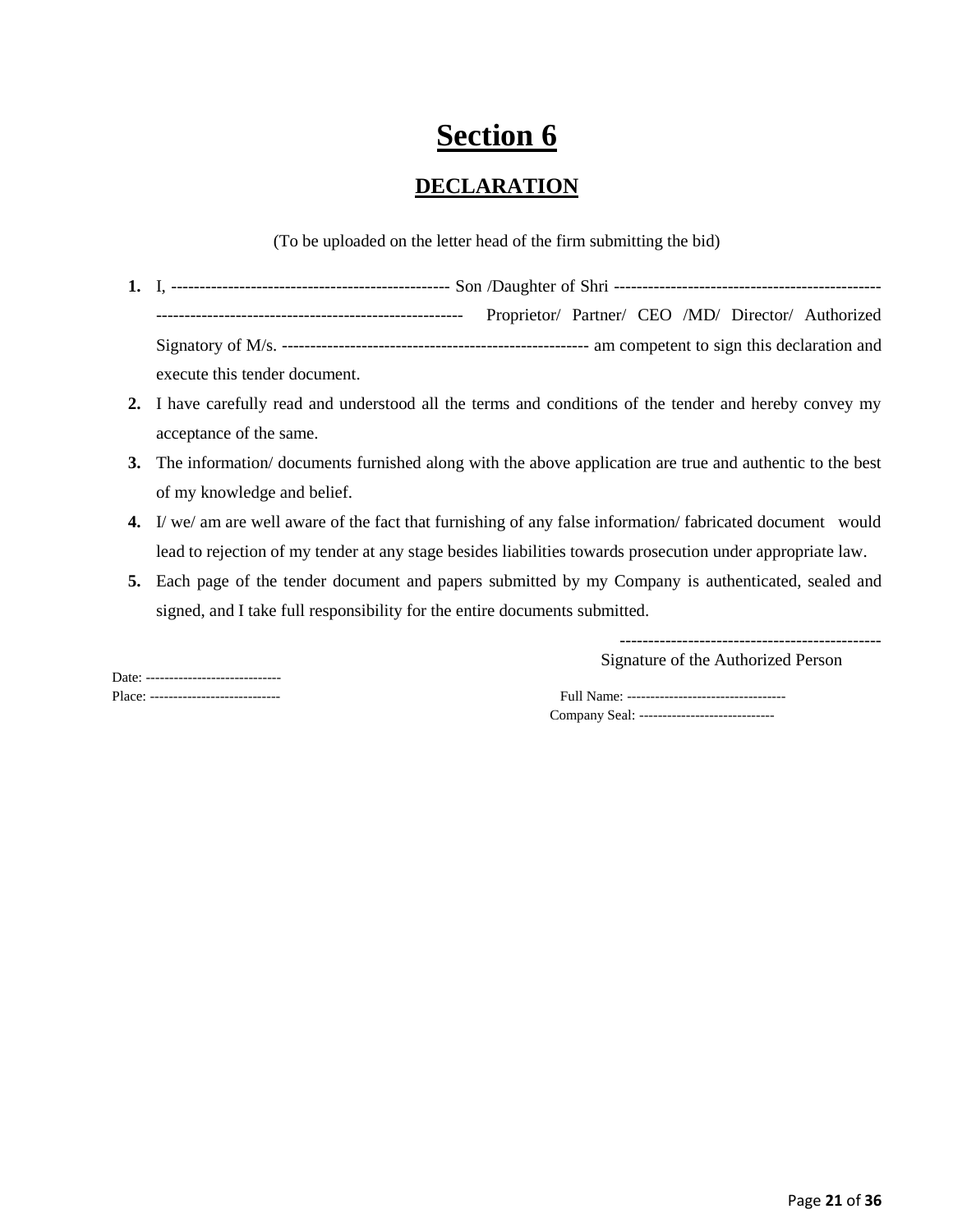# Section 6

## DECLARATION

(To be uploaded on the letter head of the firm submitting the bid)

1. I, -------------------------------------------------- Son /Daughter of Shri ------------------------------------------------ ------------------------------------------------------ Proprietor/ Partner/ CEO /MD/ Director/ Authorized Signatory of M/s. ------------------------------------------------------- am competent to sign this declaration and execute this tender document.
2. I have carefully read and understood all the terms and conditions of the tender and hereby convey my acceptance of the same.
3. The information/ documents furnished along with the above application are true and authentic to the best of my knowledge and belief.
4. I/ we/ am are well aware of the fact that furnishing of any false information/ fabricated document would lead to rejection of my tender at any stage besides liabilities towards prosecution under appropriate law.
5. Each page of the tender document and papers submitted by my Company is authenticated, sealed and signed, and I take full responsibility for the entire documents submitted.

----------------------------------------------

Signature of the Authorized Person

Date: -----------------------------

Place: ---------------------------

Full Name: ---------------------------------

Company Seal: -----------------------------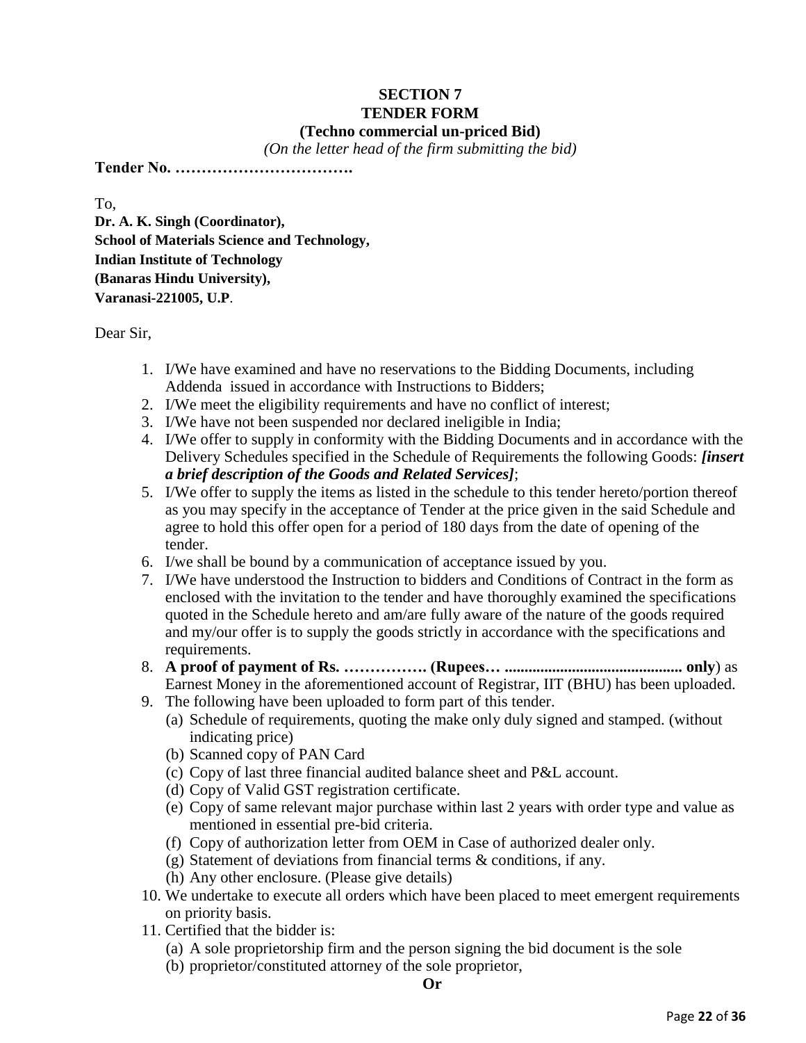**SECTION 7**
**TENDER FORM**
**(Techno commercial un-priced Bid)**
*(On the letter head of the firm submitting the bid)*

**Tender No. …………………………….**

To,
**Dr. A. K. Singh (Coordinator),**
**School of Materials Science and Technology,**
**Indian Institute of Technology**
**(Banaras Hindu University),**
**Varanasi-221005, U.P**.

Dear Sir,

1. I/We have examined and have no reservations to the Bidding Documents, including Addenda issued in accordance with Instructions to Bidders;
2. I/We meet the eligibility requirements and have no conflict of interest;
3. I/We have not been suspended nor declared ineligible in India;
4. I/We offer to supply in conformity with the Bidding Documents and in accordance with the Delivery Schedules specified in the Schedule of Requirements the following Goods: ***[insert a brief description of the Goods and Related Services]***;
5. I/We offer to supply the items as listed in the schedule to this tender hereto/portion thereof as you may specify in the acceptance of Tender at the price given in the said Schedule and agree to hold this offer open for a period of 180 days from the date of opening of the tender.
6. I/we shall be bound by a communication of acceptance issued by you.
7. I/We have understood the Instruction to bidders and Conditions of Contract in the form as enclosed with the invitation to the tender and have thoroughly examined the specifications quoted in the Schedule hereto and am/are fully aware of the nature of the goods required and my/our offer is to supply the goods strictly in accordance with the specifications and requirements.
8. **A proof of payment of Rs. ……………. (Rupees… ............................................ only**) as Earnest Money in the aforementioned account of Registrar, IIT (BHU) has been uploaded.
9. The following have been uploaded to form part of this tender.
   (a) Schedule of requirements, quoting the make only duly signed and stamped. (without indicating price)
   (b) Scanned copy of PAN Card
   (c) Copy of last three financial audited balance sheet and P&L account.
   (d) Copy of Valid GST registration certificate.
   (e) Copy of same relevant major purchase within last 2 years with order type and value as mentioned in essential pre-bid criteria.
   (f) Copy of authorization letter from OEM in Case of authorized dealer only.
   (g) Statement of deviations from financial terms & conditions, if any.
   (h) Any other enclosure. (Please give details)
10. We undertake to execute all orders which have been placed to meet emergent requirements on priority basis.
11. Certified that the bidder is:
    (a) A sole proprietorship firm and the person signing the bid document is the sole
    (b) proprietor/constituted attorney of the sole proprietor,

**Or**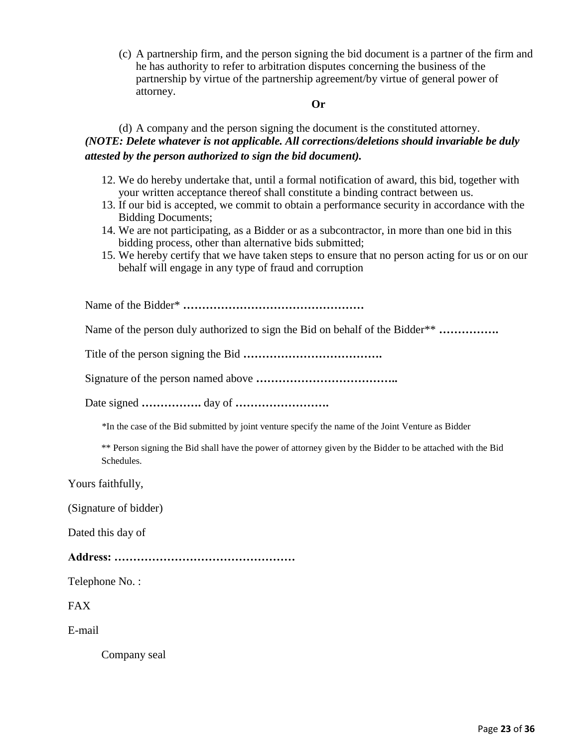(c) A partnership firm, and the person signing the bid document is a partner of the firm and he has authority to refer to arbitration disputes concerning the business of the partnership by virtue of the partnership agreement/by virtue of general power of attorney.

**Or**

(d) A company and the person signing the document is the constituted attorney.

***(NOTE: Delete whatever is not applicable. All corrections/deletions should invariable be duly attested by the person authorized to sign the bid document).***

12. We do hereby undertake that, until a formal notification of award, this bid, together with your written acceptance thereof shall constitute a binding contract between us.
13. If our bid is accepted, we commit to obtain a performance security in accordance with the Bidding Documents;
14. We are not participating, as a Bidder or as a subcontractor, in more than one bid in this bidding process, other than alternative bids submitted;
15. We hereby certify that we have taken steps to ensure that no person acting for us or on our behalf will engage in any type of fraud and corruption

Name of the Bidder* **…………………………………………**

Name of the person duly authorized to sign the Bid on behalf of the Bidder** **…………….**

Title of the person signing the Bid **……………………………….**

Signature of the person named above **………………………………..**

Date signed **……………. ** day of **…………………….**

*In the case of the Bid submitted by joint venture specify the name of the Joint Venture as Bidder

** Person signing the Bid shall have the power of attorney given by the Bidder to be attached with the Bid Schedules.

Yours faithfully,

(Signature of bidder)

Dated this day of

**Address: …………………………………………**

Telephone No. :

FAX

E-mail

Company seal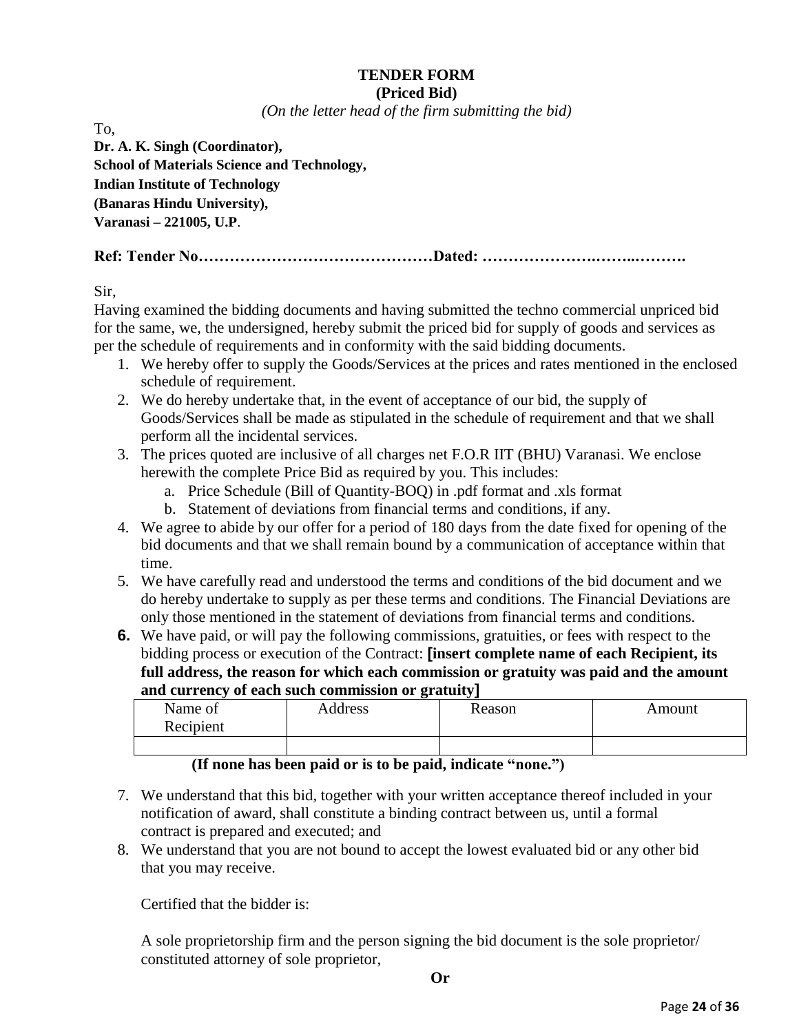**TENDER FORM**

**(Priced Bid)**

*(On the letter head of the firm submitting the bid)*

To,

**Dr. A. K. Singh (Coordinator),**
**School of Materials Science and Technology,**
**Indian Institute of Technology**
**(Banaras Hindu University),**
**Varanasi – 221005, U.P.**

**Ref: Tender No………………………………………Dated: …………………….……..……….**

Sir,

Having examined the bidding documents and having submitted the techno commercial unpriced bid for the same, we, the undersigned, hereby submit the priced bid for supply of goods and services as per the schedule of requirements and in conformity with the said bidding documents.

1. We hereby offer to supply the Goods/Services at the prices and rates mentioned in the enclosed schedule of requirement.
2. We do hereby undertake that, in the event of acceptance of our bid, the supply of Goods/Services shall be made as stipulated in the schedule of requirement and that we shall perform all the incidental services.
3. The prices quoted are inclusive of all charges net F.O.R IIT (BHU) Varanasi. We enclose herewith the complete Price Bid as required by you. This includes:
   a. Price Schedule (Bill of Quantity-BOQ) in .pdf format and .xls format
   b. Statement of deviations from financial terms and conditions, if any.
4. We agree to abide by our offer for a period of 180 days from the date fixed for opening of the bid documents and that we shall remain bound by a communication of acceptance within that time.
5. We have carefully read and understood the terms and conditions of the bid document and we do hereby undertake to supply as per these terms and conditions. The Financial Deviations are only those mentioned in the statement of deviations from financial terms and conditions.
6. We have paid, or will pay the following commissions, gratuities, or fees with respect to the bidding process or execution of the Contract: **[insert complete name of each Recipient, its full address, the reason for which each commission or gratuity was paid and the amount and currency of each such commission or gratuity]**

| Name of Recipient | Address | Reason | Amount |
|---|---|---|---|
| | | | |

**(If none has been paid or is to be paid, indicate "none.")**

7. We understand that this bid, together with your written acceptance thereof included in your notification of award, shall constitute a binding contract between us, until a formal contract is prepared and executed; and
8. We understand that you are not bound to accept the lowest evaluated bid or any other bid that you may receive.

Certified that the bidder is:

A sole proprietorship firm and the person signing the bid document is the sole proprietor/ constituted attorney of sole proprietor,

**Or**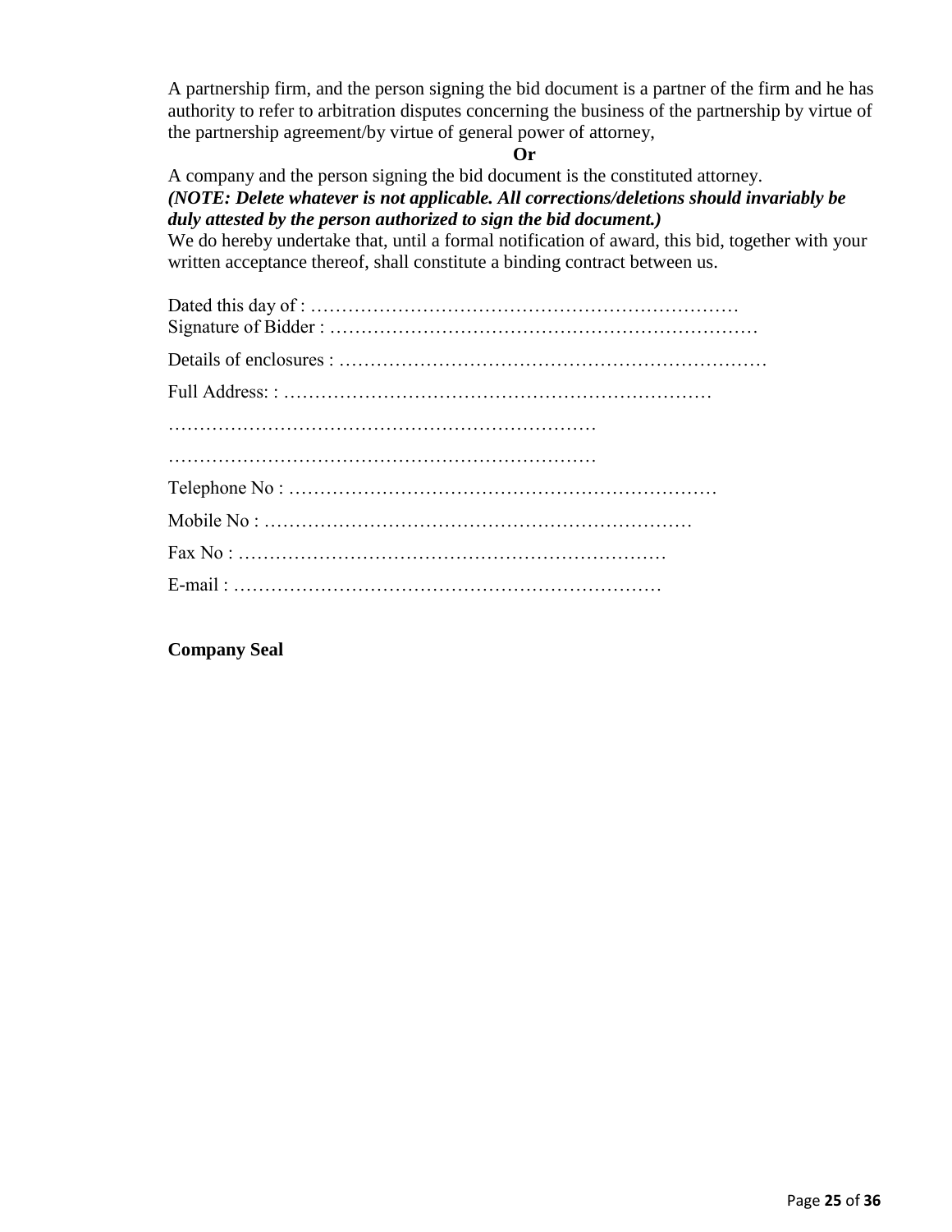A partnership firm, and the person signing the bid document is a partner of the firm and he has authority to refer to arbitration disputes concerning the business of the partnership by virtue of the partnership agreement/by virtue of general power of attorney,

**Or**

A company and the person signing the bid document is the constituted attorney.

***(NOTE: Delete whatever is not applicable. All corrections/deletions should invariably be duly attested by the person authorized to sign the bid document.)***

We do hereby undertake that, until a formal notification of award, this bid, together with your written acceptance thereof, shall constitute a binding contract between us.

Dated this day of : ……………………………………………………………

Signature of Bidder : ……………………………………………………………

Details of enclosures : ……………………………………………………………

Full Address: : ……………………………………………………………

……………………………………………………………

……………………………………………………………

Telephone No : ……………………………………………………………

Mobile No : ……………………………………………………………

Fax No : ……………………………………………………………

E-mail : ……………………………………………………………

**Company Seal**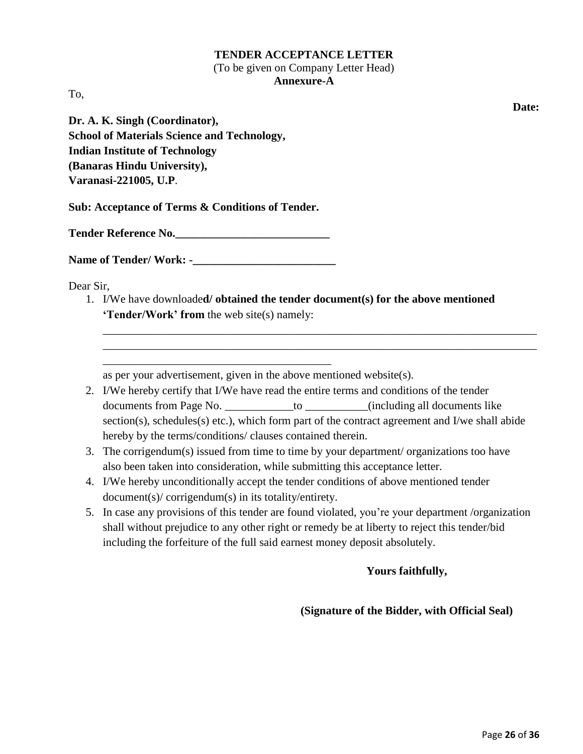**TENDER ACCEPTANCE LETTER**

(To be given on Company Letter Head)

**Annexure-A**

To,

**Date:**

**Dr. A. K. Singh (Coordinator),**
**School of Materials Science and Technology,**
**Indian Institute of Technology**
**(Banaras Hindu University),**
**Varanasi-221005, U.P**.

**Sub: Acceptance of Terms & Conditions of Tender.**

**Tender Reference No.___________________________**

**Name of Tender/ Work: -_________________________**

Dear Sir,

1. I/We have downloade**d/ obtained the tender document(s) for the above mentioned 'Tender/Work' from** the web site(s) namely:

   ________________________________________________________________________________
   ________________________________________________________________________________
   ________________________________________

   as per your advertisement, given in the above mentioned website(s).
2. I/We hereby certify that I/We have read the entire terms and conditions of the tender documents from Page No. ____________to ___________(including all documents like section(s), schedules(s) etc.), which form part of the contract agreement and I/we shall abide hereby by the terms/conditions/ clauses contained therein.
3. The corrigendum(s) issued from time to time by your department/ organizations too have also been taken into consideration, while submitting this acceptance letter.
4. I/We hereby unconditionally accept the tender conditions of above mentioned tender document(s)/ corrigendum(s) in its totality/entirety.
5. In case any provisions of this tender are found violated, you're your department /organization shall without prejudice to any other right or remedy be at liberty to reject this tender/bid including the forfeiture of the full said earnest money deposit absolutely.

**Yours faithfully,**

**(Signature of the Bidder, with Official Seal)**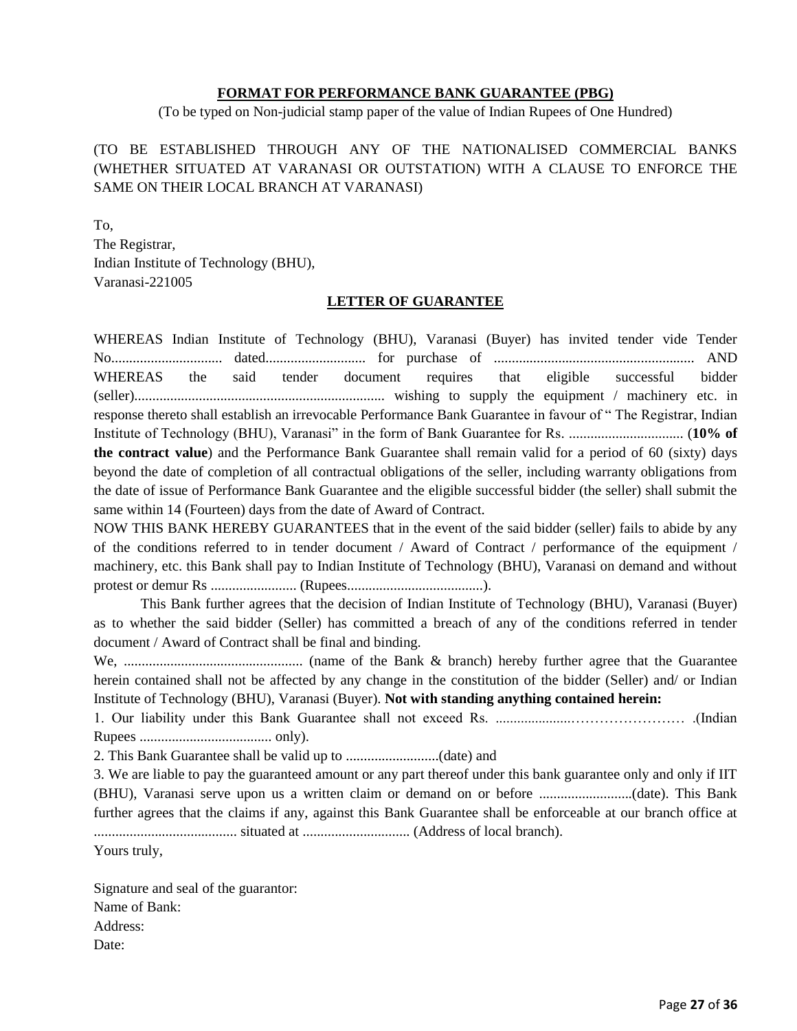**FORMAT FOR PERFORMANCE BANK GUARANTEE (PBG)**

(To be typed on Non-judicial stamp paper of the value of Indian Rupees of One Hundred)

(TO BE ESTABLISHED THROUGH ANY OF THE NATIONALISED COMMERCIAL BANKS (WHETHER SITUATED AT VARANASI OR OUTSTATION) WITH A CLAUSE TO ENFORCE THE SAME ON THEIR LOCAL BRANCH AT VARANASI)

To,
The Registrar,
Indian Institute of Technology (BHU),
Varanasi-221005

**LETTER OF GUARANTEE**

WHEREAS Indian Institute of Technology (BHU), Varanasi (Buyer) has invited tender vide Tender No............................... dated............................ for purchase of ........................................................ AND WHEREAS the said tender document requires that eligible successful bidder (seller)...................................................................... wishing to supply the equipment / machinery etc. in response thereto shall establish an irrevocable Performance Bank Guarantee in favour of " The Registrar, Indian Institute of Technology (BHU), Varanasi" in the form of Bank Guarantee for Rs. ................................ (**10% of the contract value**) and the Performance Bank Guarantee shall remain valid for a period of 60 (sixty) days beyond the date of completion of all contractual obligations of the seller, including warranty obligations from the date of issue of Performance Bank Guarantee and the eligible successful bidder (the seller) shall submit the same within 14 (Fourteen) days from the date of Award of Contract.

NOW THIS BANK HEREBY GUARANTEES that in the event of the said bidder (seller) fails to abide by any of the conditions referred to in tender document / Award of Contract / performance of the equipment / machinery, etc. this Bank shall pay to Indian Institute of Technology (BHU), Varanasi on demand and without protest or demur Rs ........................ (Rupees......................................).

This Bank further agrees that the decision of Indian Institute of Technology (BHU), Varanasi (Buyer) as to whether the said bidder (Seller) has committed a breach of any of the conditions referred in tender document / Award of Contract shall be final and binding.

We, .................................................. (name of the Bank & branch) hereby further agree that the Guarantee herein contained shall not be affected by any change in the constitution of the bidder (Seller) and/ or Indian Institute of Technology (BHU), Varanasi (Buyer). **Not with standing anything contained herein:**

1. Our liability under this Bank Guarantee shall not exceed Rs. .....................…………………… .(Indian Rupees ..................................... only).

2. This Bank Guarantee shall be valid up to ..........................(date) and

3. We are liable to pay the guaranteed amount or any part thereof under this bank guarantee only and only if IIT (BHU), Varanasi serve upon us a written claim or demand on or before ..........................(date). This Bank further agrees that the claims if any, against this Bank Guarantee shall be enforceable at our branch office at ........................................ situated at .............................. (Address of local branch).

Yours truly,

Signature and seal of the guarantor:
Name of Bank:
Address:
Date: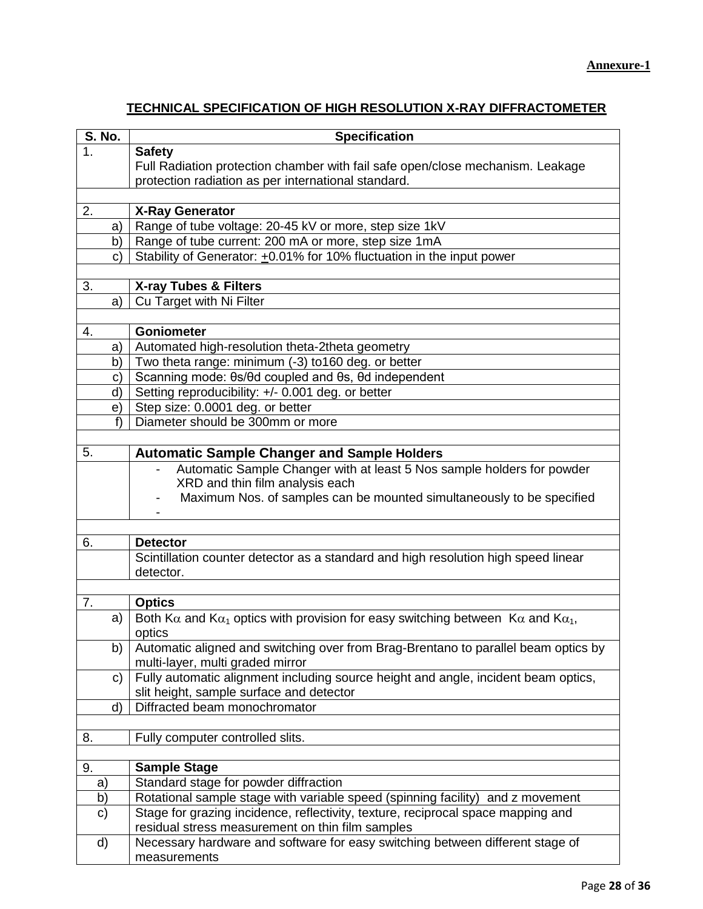**Annexure-1**

## TECHNICAL SPECIFICATION OF HIGH RESOLUTION X-RAY DIFFRACTOMETER

| S. No. | Specification |
|---|---|
| 1. | **Safety**<br>Full Radiation protection chamber with fail safe open/close mechanism. Leakage protection radiation as per international standard. |
| | |
| 2. | **X-Ray Generator** |
| a) | Range of tube voltage: 20-45 kV or more, step size 1kV |
| b) | Range of tube current: 200 mA or more, step size 1mA |
| c) | Stability of Generator: $\pm$0.01% for 10% fluctuation in the input power |
| | |
| 3. | **X-ray Tubes & Filters** |
| a) | Cu Target with Ni Filter |
| | |
| 4. | **Goniometer** |
| a) | Automated high-resolution theta-2theta geometry |
| b) | Two theta range: minimum (-3) to160 deg. or better |
| c) | Scanning mode: $\theta s/\theta d$ coupled and $\theta s$, $\theta d$ independent |
| d) | Setting reproducibility: +/- 0.001 deg. or better |
| e) | Step size: 0.0001 deg. or better |
| f) | Diameter should be 300mm or more |
| | |
| 5. | **Automatic Sample Changer and Sample Holders** |
| | - Automatic Sample Changer with at least 5 Nos sample holders for powder XRD and thin film analysis each<br>- Maximum Nos. of samples can be mounted simultaneously to be specified<br>- |
| | |
| 6. | **Detector** |
| | Scintillation counter detector as a standard and high resolution high speed linear detector. |
| | |
| 7. | **Optics** |
| a) | Both $K\alpha$ and $K\alpha_1$ optics with provision for easy switching between $K\alpha$ and $K\alpha_1$, optics |
| b) | Automatic aligned and switching over from Brag-Brentano to parallel beam optics by multi-layer, multi graded mirror |
| c) | Fully automatic alignment including source height and angle, incident beam optics, slit height, sample surface and detector |
| d) | Diffracted beam monochromator |
| | |
| 8. | Fully computer controlled slits. |
| | |
| 9. | **Sample Stage** |
| a) | Standard stage for powder diffraction |
| b) | Rotational sample stage with variable speed (spinning facility) and z movement |
| c) | Stage for grazing incidence, reflectivity, texture, reciprocal space mapping and residual stress measurement on thin film samples |
| d) | Necessary hardware and software for easy switching between different stage of measurements |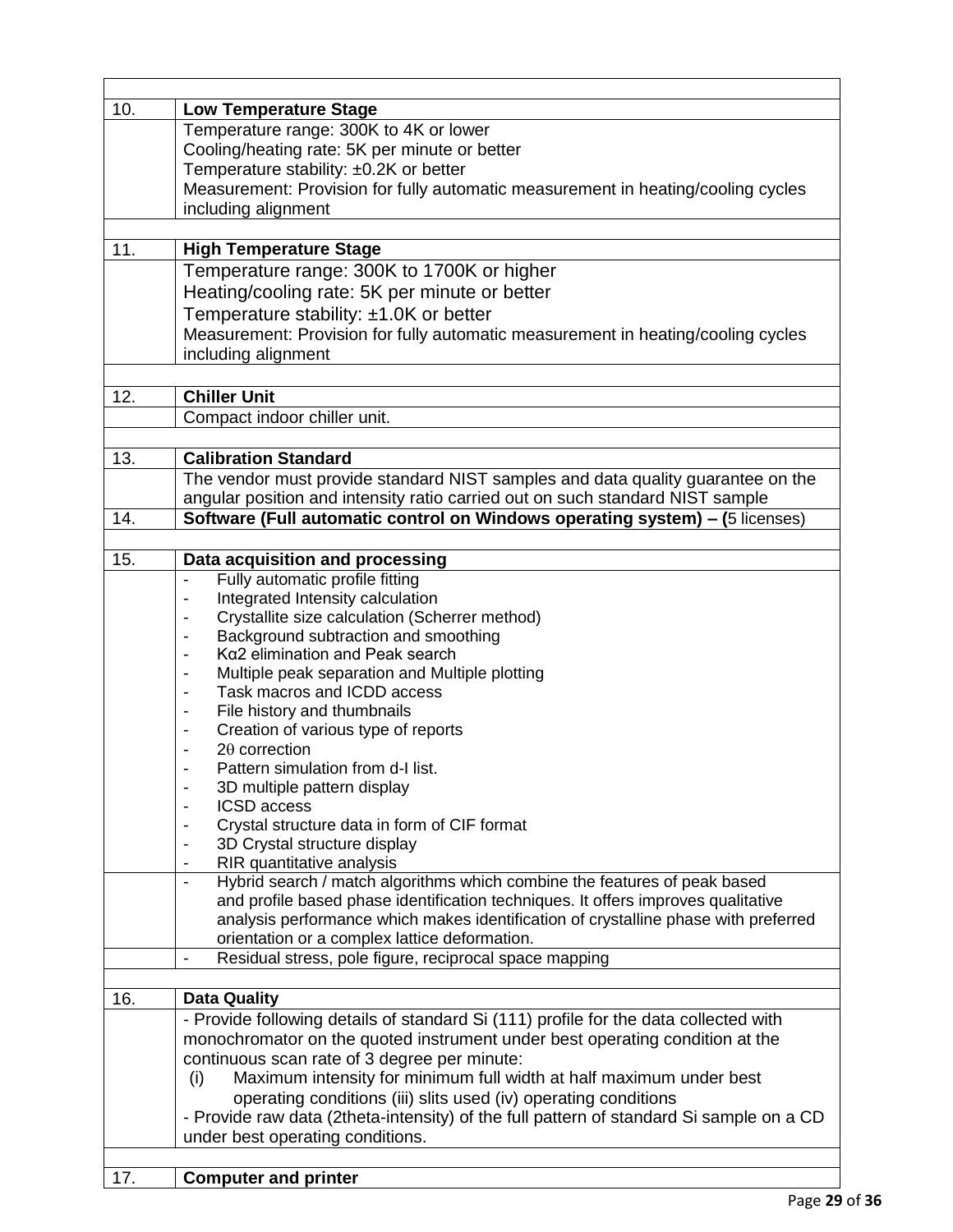| | |
|---|---|
| | |
| 10. | **Low Temperature Stage** |
| | Temperature range: 300K to 4K or lower<br>Cooling/heating rate: 5K per minute or better<br>Temperature stability: ±0.2K or better<br>Measurement: Provision for fully automatic measurement in heating/cooling cycles including alignment |
| | |
| 11. | **High Temperature Stage** |
| | Temperature range: 300K to 1700K or higher<br>Heating/cooling rate: 5K per minute or better<br>Temperature stability: ±1.0K or better<br>Measurement: Provision for fully automatic measurement in heating/cooling cycles including alignment |
| | |
| 12. | **Chiller Unit** |
| | Compact indoor chiller unit. |
| | |
| 13. | **Calibration Standard** |
| | The vendor must provide standard NIST samples and data quality guarantee on the angular position and intensity ratio carried out on such standard NIST sample |
| 14. | **Software (Full automatic control on Windows operating system) – (**5 licenses) |
| | |
| 15. | **Data acquisition and processing** |
| | - Fully automatic profile fitting<br>- Integrated Intensity calculation<br>- Crystallite size calculation (Scherrer method)<br>- Background subtraction and smoothing<br>- Kα2 elimination and Peak search<br>- Multiple peak separation and Multiple plotting<br>- Task macros and ICDD access<br>- File history and thumbnails<br>- Creation of various type of reports<br>- 2θ correction<br>- Pattern simulation from d-I list.<br>- 3D multiple pattern display<br>- ICSD access<br>- Crystal structure data in form of CIF format<br>- 3D Crystal structure display<br>- RIR quantitative analysis |
| | - Hybrid search / match algorithms which combine the features of peak based and profile based phase identification techniques. It offers improves qualitative analysis performance which makes identification of crystalline phase with preferred orientation or a complex lattice deformation. |
| | - Residual stress, pole figure, reciprocal space mapping |
| | |
| 16. | **Data Quality** |
| | - Provide following details of standard Si (111) profile for the data collected with monochromator on the quoted instrument under best operating condition at the continuous scan rate of 3 degree per minute:<br>(i) Maximum intensity for minimum full width at half maximum under best operating conditions (iii) slits used (iv) operating conditions<br>- Provide raw data (2theta-intensity) of the full pattern of standard Si sample on a CD under best operating conditions. |
| | |
| 17. | **Computer and printer** |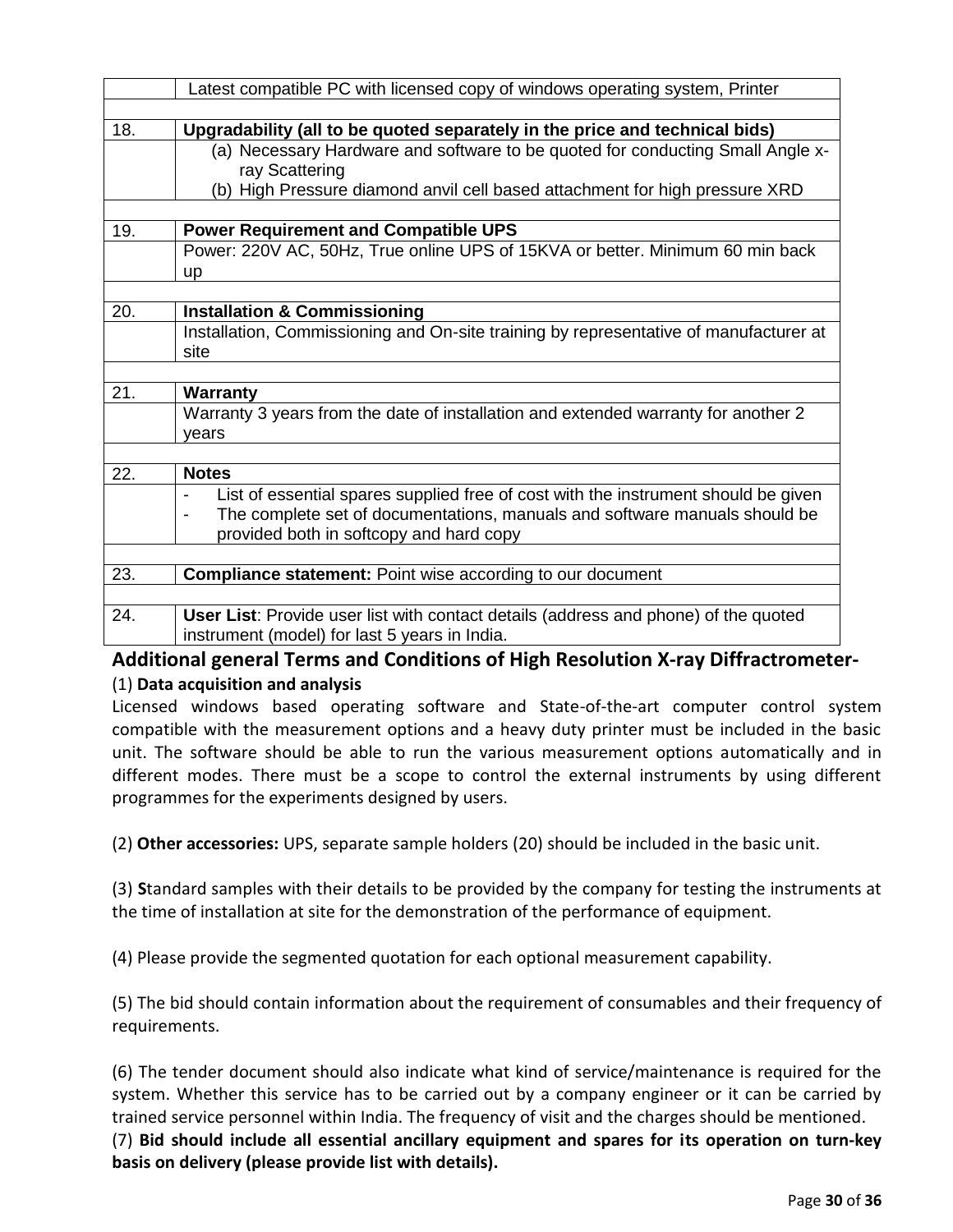|  | Latest compatible PC with licensed copy of windows operating system, Printer |
|---|---|
|  |  |
| 18. | **Upgradability (all to be quoted separately in the price and technical bids)** |
|  | (a) Necessary Hardware and software to be quoted for conducting Small Angle x-ray Scattering<br>(b) High Pressure diamond anvil cell based attachment for high pressure XRD |
|  |  |
| 19. | **Power Requirement and Compatible UPS** |
|  | Power: 220V AC, 50Hz, True online UPS of 15KVA or better. Minimum 60 min back up |
|  |  |
| 20. | **Installation & Commissioning** |
|  | Installation, Commissioning and On-site training by representative of manufacturer at site |
|  |  |
| 21. | **Warranty** |
|  | Warranty 3 years from the date of installation and extended warranty for another 2 years |
|  |  |
| 22. | **Notes** |
|  | - List of essential spares supplied free of cost with the instrument should be given<br>- The complete set of documentations, manuals and software manuals should be provided both in softcopy and hard copy |
|  |  |
| 23. | **Compliance statement:** Point wise according to our document |
|  |  |
| 24. | **User List**: Provide user list with contact details (address and phone) of the quoted instrument (model) for last 5 years in India. |

## Additional general Terms and Conditions of High Resolution X-ray Diffractrometer-

(1) **Data acquisition and analysis**

Licensed windows based operating software and State-of-the-art computer control system compatible with the measurement options and a heavy duty printer must be included in the basic unit. The software should be able to run the various measurement options automatically and in different modes. There must be a scope to control the external instruments by using different programmes for the experiments designed by users.

(2) **Other accessories:** UPS, separate sample holders (20) should be included in the basic unit.

(3) **S**tandard samples with their details to be provided by the company for testing the instruments at the time of installation at site for the demonstration of the performance of equipment.

(4) Please provide the segmented quotation for each optional measurement capability.

(5) The bid should contain information about the requirement of consumables and their frequency of requirements.

(6) The tender document should also indicate what kind of service/maintenance is required for the system. Whether this service has to be carried out by a company engineer or it can be carried by trained service personnel within India. The frequency of visit and the charges should be mentioned.

(7) **Bid should include all essential ancillary equipment and spares for its operation on turn-key basis on delivery (please provide list with details).**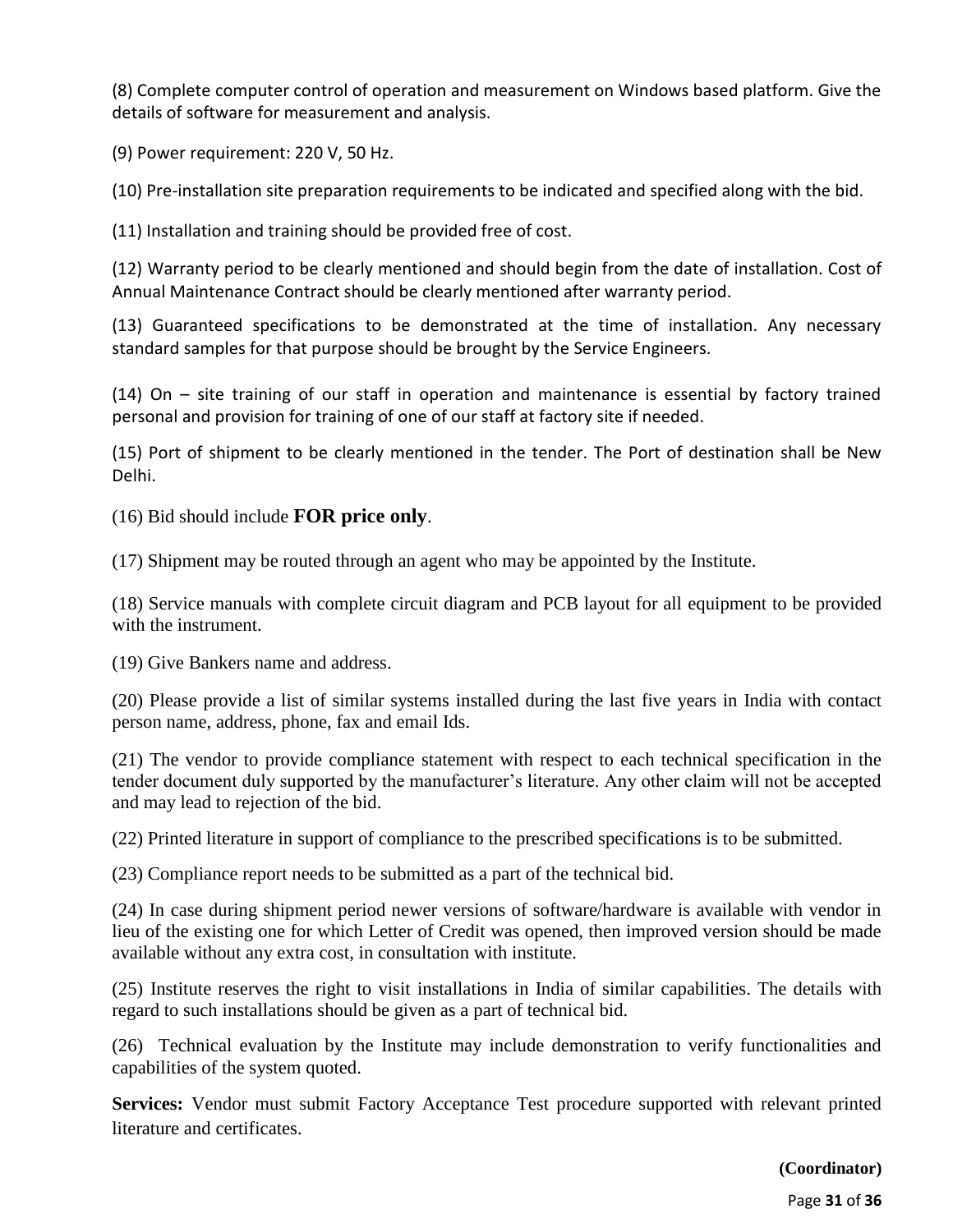(8) Complete computer control of operation and measurement on Windows based platform. Give the details of software for measurement and analysis.

(9) Power requirement: 220 V, 50 Hz.

(10) Pre-installation site preparation requirements to be indicated and specified along with the bid.

(11) Installation and training should be provided free of cost.

(12) Warranty period to be clearly mentioned and should begin from the date of installation. Cost of Annual Maintenance Contract should be clearly mentioned after warranty period.

(13) Guaranteed specifications to be demonstrated at the time of installation. Any necessary standard samples for that purpose should be brought by the Service Engineers.

(14) On – site training of our staff in operation and maintenance is essential by factory trained personal and provision for training of one of our staff at factory site if needed.

(15) Port of shipment to be clearly mentioned in the tender. The Port of destination shall be New Delhi.

(16) Bid should include **FOR price only**.

(17) Shipment may be routed through an agent who may be appointed by the Institute.

(18) Service manuals with complete circuit diagram and PCB layout for all equipment to be provided with the instrument.

(19) Give Bankers name and address.

(20) Please provide a list of similar systems installed during the last five years in India with contact person name, address, phone, fax and email Ids.

(21) The vendor to provide compliance statement with respect to each technical specification in the tender document duly supported by the manufacturer's literature. Any other claim will not be accepted and may lead to rejection of the bid.

(22) Printed literature in support of compliance to the prescribed specifications is to be submitted.

(23) Compliance report needs to be submitted as a part of the technical bid.

(24) In case during shipment period newer versions of software/hardware is available with vendor in lieu of the existing one for which Letter of Credit was opened, then improved version should be made available without any extra cost, in consultation with institute.

(25) Institute reserves the right to visit installations in India of similar capabilities. The details with regard to such installations should be given as a part of technical bid.

(26) Technical evaluation by the Institute may include demonstration to verify functionalities and capabilities of the system quoted.

**Services:** Vendor must submit Factory Acceptance Test procedure supported with relevant printed literature and certificates.

**(Coordinator)**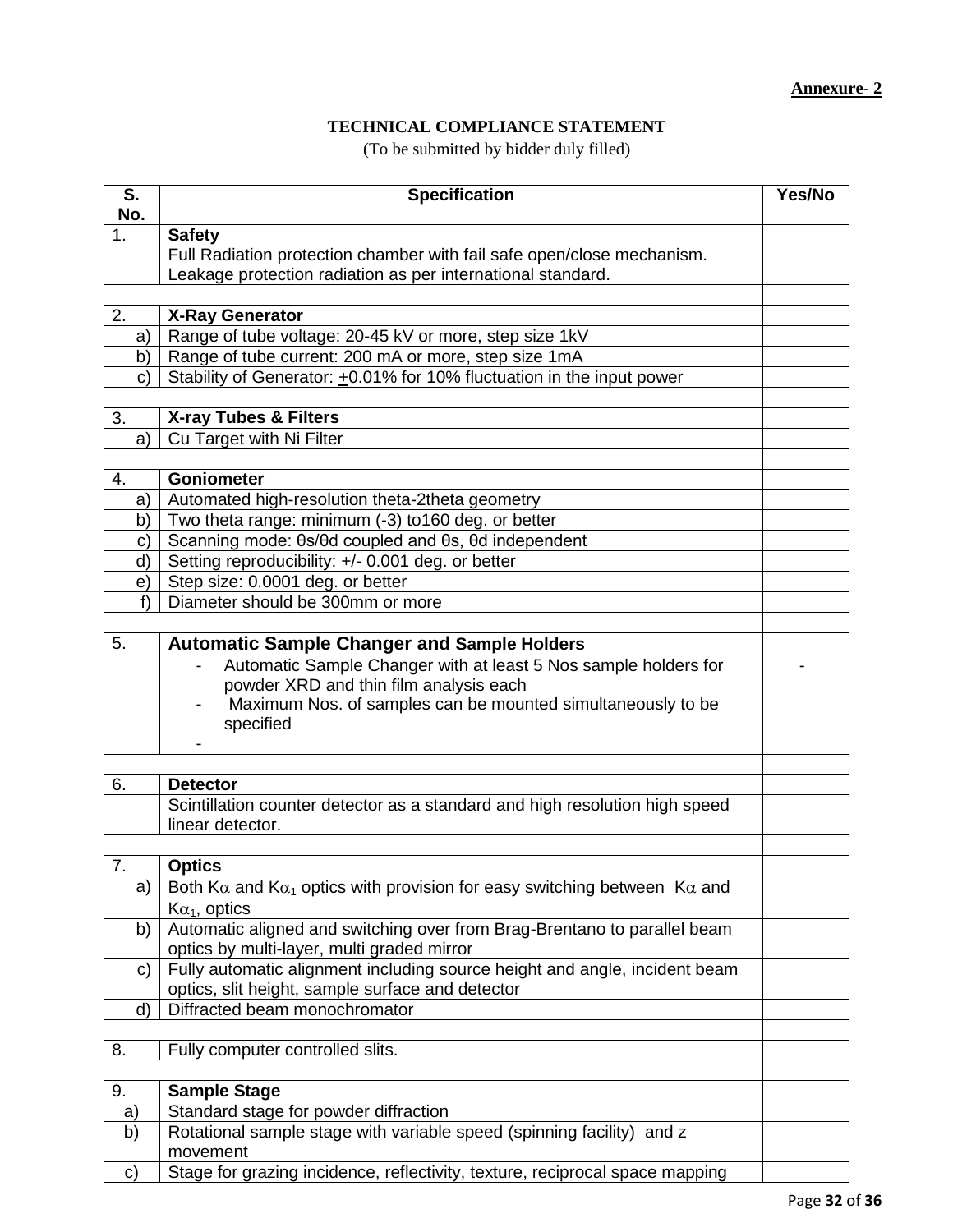**Annexure- 2**

**TECHNICAL COMPLIANCE STATEMENT**

(To be submitted by bidder duly filled)

| S. No. | Specification | Yes/No |
|---|---|---|
| 1. | **Safety**<br>Full Radiation protection chamber with fail safe open/close mechanism. Leakage protection radiation as per international standard. | |
| | | |
| 2. | **X-Ray Generator** | |
| a) | Range of tube voltage: 20-45 kV or more, step size 1kV | |
| b) | Range of tube current: 200 mA or more, step size 1mA | |
| c) | Stability of Generator: $\pm$0.01% for 10% fluctuation in the input power | |
| | | |
| 3. | **X-ray Tubes & Filters** | |
| a) | Cu Target with Ni Filter | |
| | | |
| 4. | **Goniometer** | |
| a) | Automated high-resolution theta-2theta geometry | |
| b) | Two theta range: minimum (-3) to160 deg. or better | |
| c) | Scanning mode: θs/θd coupled and θs, θd independent | |
| d) | Setting reproducibility: +/- 0.001 deg. or better | |
| e) | Step size: 0.0001 deg. or better | |
| f) | Diameter should be 300mm or more | |
| | | |
| 5. | **Automatic Sample Changer and Sample Holders** | |
| | - Automatic Sample Changer with at least 5 Nos sample holders for powder XRD and thin film analysis each<br>- Maximum Nos. of samples can be mounted simultaneously to be specified<br>- | - |
| | | |
| 6. | **Detector** | |
| | Scintillation counter detector as a standard and high resolution high speed linear detector. | |
| | | |
| 7. | **Optics** | |
| a) | Both $K\alpha$ and $K\alpha_1$ optics with provision for easy switching between $K\alpha$ and $K\alpha_1$, optics | |
| b) | Automatic aligned and switching over from Brag-Brentano to parallel beam optics by multi-layer, multi graded mirror | |
| c) | Fully automatic alignment including source height and angle, incident beam optics, slit height, sample surface and detector | |
| d) | Diffracted beam monochromator | |
| | | |
| 8. | Fully computer controlled slits. | |
| | | |
| 9. | **Sample Stage** | |
| a) | Standard stage for powder diffraction | |
| b) | Rotational sample stage with variable speed (spinning facility) and z movement | |
| c) | Stage for grazing incidence, reflectivity, texture, reciprocal space mapping | |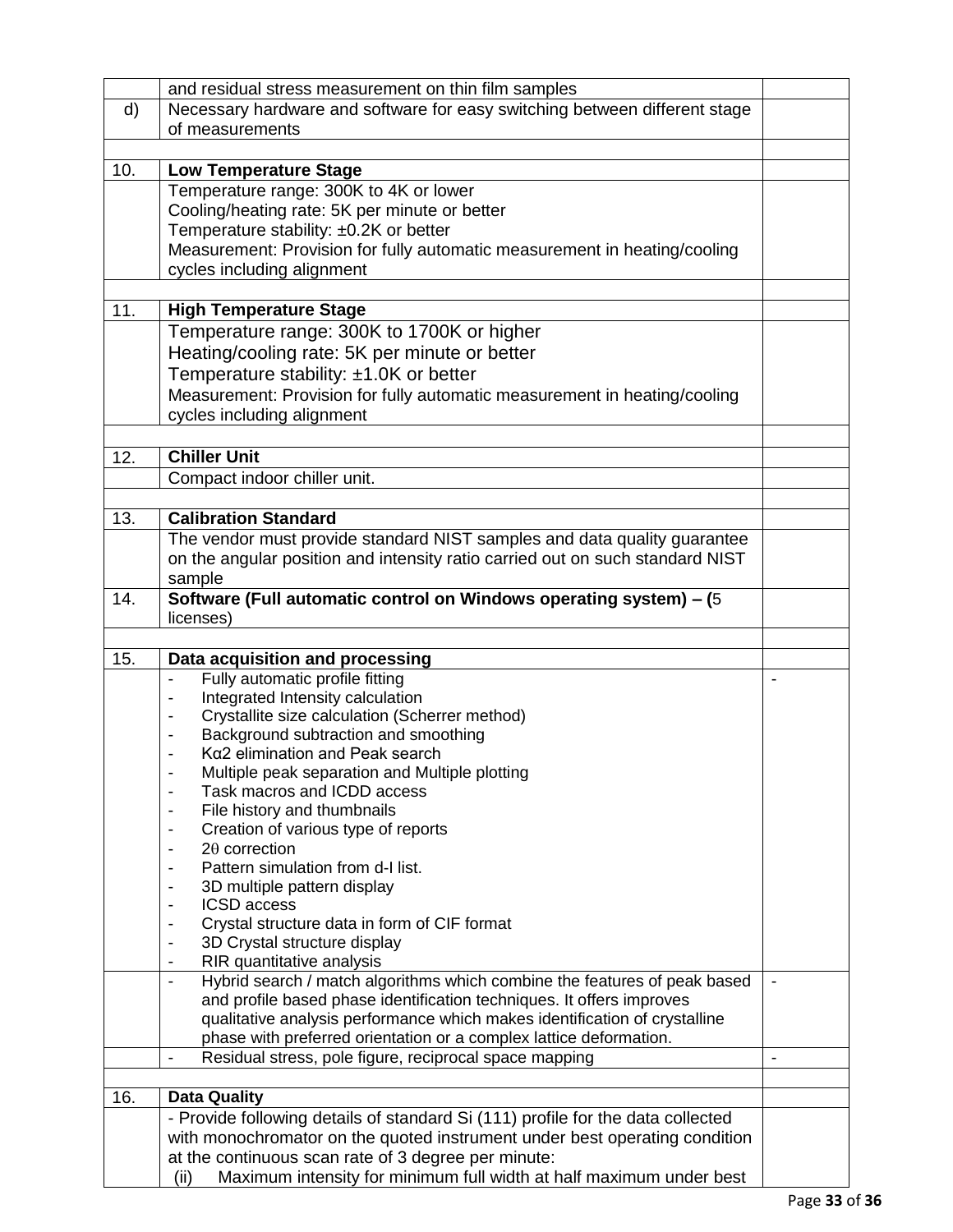|  |  |  |
|---|---|---|
|  | and residual stress measurement on thin film samples |  |
| d) | Necessary hardware and software for easy switching between different stage of measurements |  |
|  |  |  |
| 10. | **Low Temperature Stage** |  |
|  | Temperature range: 300K to 4K or lower<br>Cooling/heating rate: 5K per minute or better<br>Temperature stability: ±0.2K or better<br>Measurement: Provision for fully automatic measurement in heating/cooling cycles including alignment |  |
|  |  |  |
| 11. | **High Temperature Stage** |  |
|  | Temperature range: 300K to 1700K or higher<br>Heating/cooling rate: 5K per minute or better<br>Temperature stability: ±1.0K or better<br>Measurement: Provision for fully automatic measurement in heating/cooling cycles including alignment |  |
|  |  |  |
| 12. | **Chiller Unit** |  |
|  | Compact indoor chiller unit. |  |
|  |  |  |
| 13. | **Calibration Standard** |  |
|  | The vendor must provide standard NIST samples and data quality guarantee on the angular position and intensity ratio carried out on such standard NIST sample |  |
| 14. | **Software (Full automatic control on Windows operating system) – (**5 licenses) |  |
|  |  |  |
| 15. | **Data acquisition and processing** |  |
|  | - Fully automatic profile fitting<br>- Integrated Intensity calculation<br>- Crystallite size calculation (Scherrer method)<br>- Background subtraction and smoothing<br>- Kα2 elimination and Peak search<br>- Multiple peak separation and Multiple plotting<br>- Task macros and ICDD access<br>- File history and thumbnails<br>- Creation of various type of reports<br>- 2θ correction<br>- Pattern simulation from d-I list.<br>- 3D multiple pattern display<br>- ICSD access<br>- Crystal structure data in form of CIF format<br>- 3D Crystal structure display<br>- RIR quantitative analysis | - |
|  | - Hybrid search / match algorithms which combine the features of peak based and profile based phase identification techniques. It offers improves qualitative analysis performance which makes identification of crystalline phase with preferred orientation or a complex lattice deformation. | - |
|  | - Residual stress, pole figure, reciprocal space mapping | - |
|  |  |  |
| 16. | **Data Quality** |  |
|  | - Provide following details of standard Si (111) profile for the data collected with monochromator on the quoted instrument under best operating condition at the continuous scan rate of 3 degree per minute:<br>(ii) Maximum intensity for minimum full width at half maximum under best |  |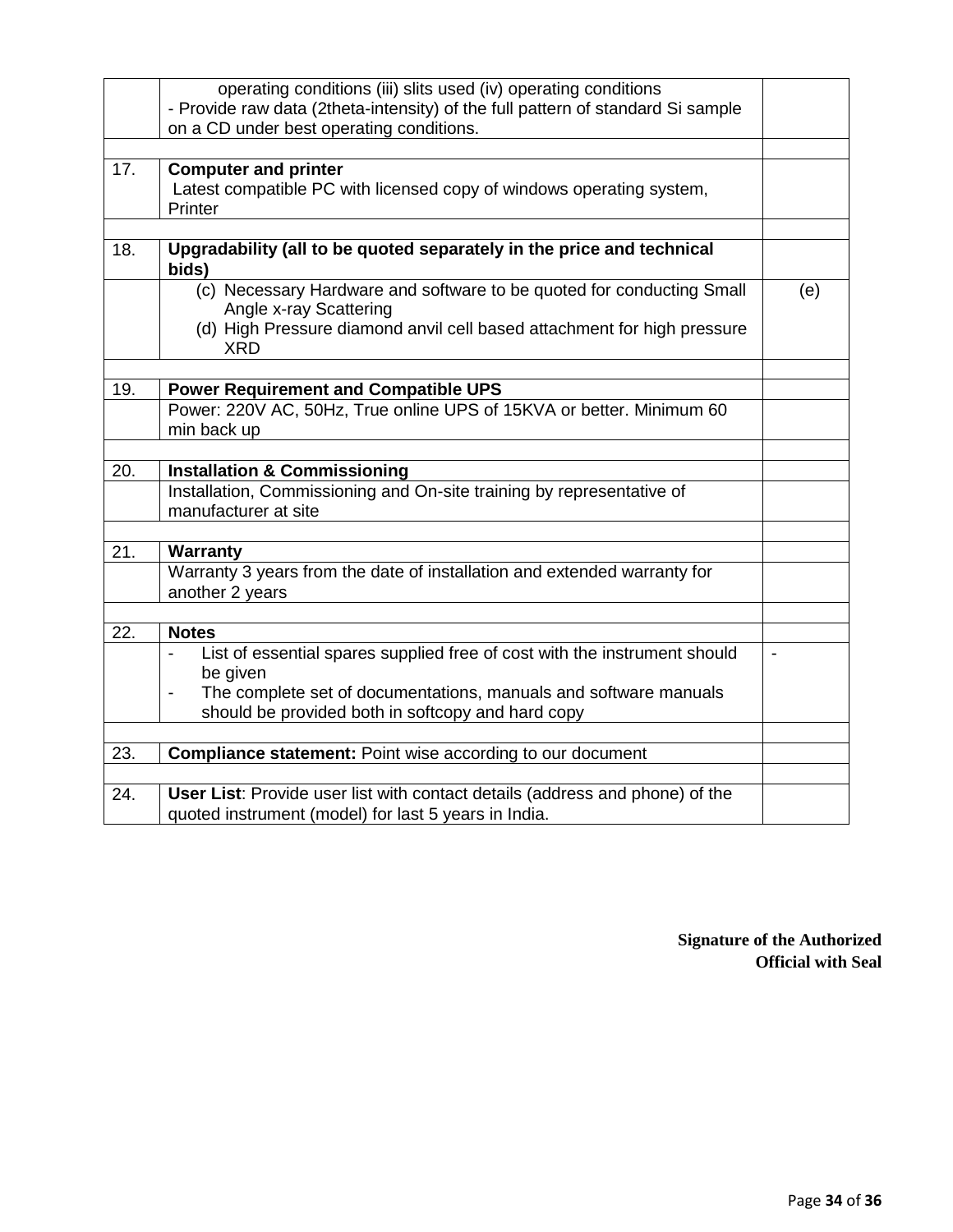| | | |
|---|---|---|
| | operating conditions (iii) slits used (iv) operating conditions<br>- Provide raw data (2theta-intensity) of the full pattern of standard Si sample on a CD under best operating conditions. | |
| | | |
| 17. | **Computer and printer**<br>Latest compatible PC with licensed copy of windows operating system, Printer | |
| | | |
| 18. | **Upgradability (all to be quoted separately in the price and technical bids)** | |
| | (c) Necessary Hardware and software to be quoted for conducting Small Angle x-ray Scattering<br>(d) High Pressure diamond anvil cell based attachment for high pressure XRD | (e) |
| | | |
| 19. | **Power Requirement and Compatible UPS** | |
| | Power: 220V AC, 50Hz, True online UPS of 15KVA or better. Minimum 60 min back up | |
| | | |
| 20. | **Installation & Commissioning** | |
| | Installation, Commissioning and On-site training by representative of manufacturer at site | |
| | | |
| 21. | **Warranty** | |
| | Warranty 3 years from the date of installation and extended warranty for another 2 years | |
| | | |
| 22. | **Notes** | |
| | - List of essential spares supplied free of cost with the instrument should be given<br>- The complete set of documentations, manuals and software manuals should be provided both in softcopy and hard copy | - |
| | | |
| 23. | **Compliance statement:** Point wise according to our document | |
| | | |
| 24. | **User List**: Provide user list with contact details (address and phone) of the quoted instrument (model) for last 5 years in India. | |

**Signature of the Authorized Official with Seal**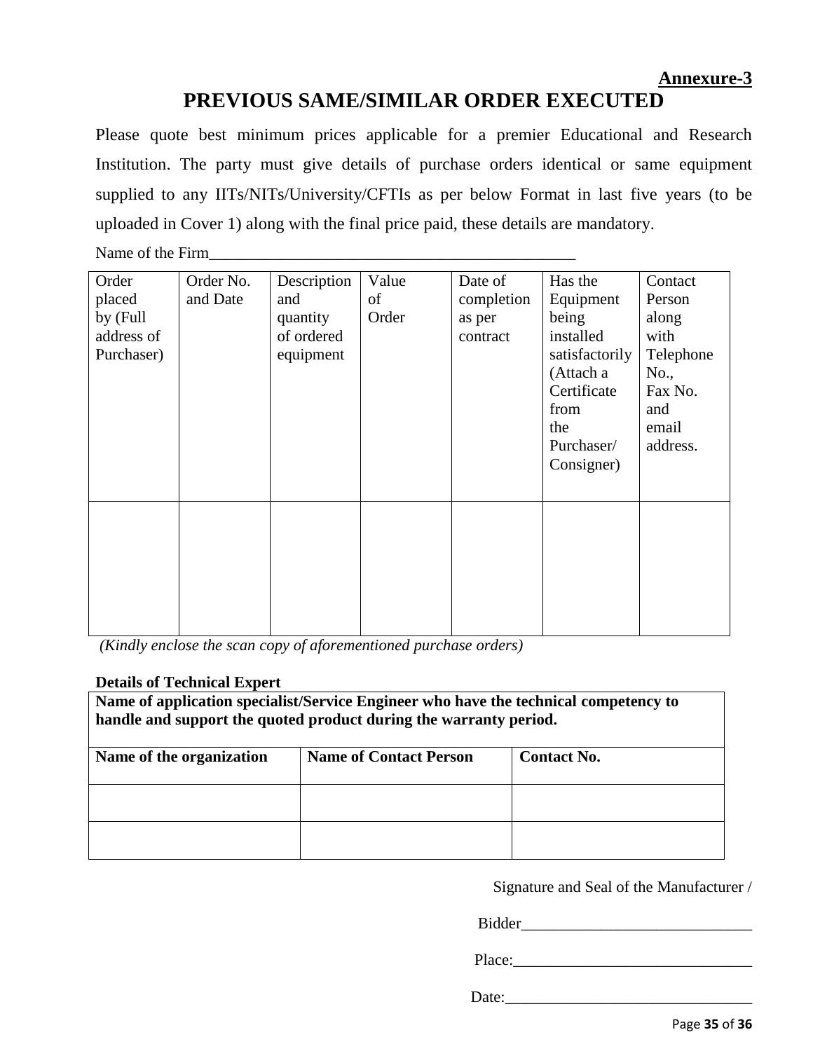**Annexure-3**

# PREVIOUS SAME/SIMILAR ORDER EXECUTED

Please quote best minimum prices applicable for a premier Educational and Research Institution. The party must give details of purchase orders identical or same equipment supplied to any IITs/NITs/University/CFTIs as per below Format in last five years (to be uploaded in Cover 1) along with the final price paid, these details are mandatory.

Name of the Firm_______________________________________________

| Order placed by (Full address of Purchaser) | Order No. and Date | Description and quantity of ordered equipment | Value of Order | Date of completion as per contract | Has the Equipment being installed satisfactorily (Attach a Certificate from the Purchaser/ Consigner) | Contact Person along with Telephone No., Fax No. and email address. |
|---|---|---|---|---|---|---|
| | | | | | | |

*(Kindly enclose the scan copy of aforementioned purchase orders)*

**Details of Technical Expert**

| **Name of application specialist/Service Engineer who have the technical competency to handle and support the quoted product during the warranty period.** | | |
|---|---|---|
| **Name of the organization** | **Name of Contact Person** | **Contact No.** |
| | | |
| | | |

Signature and Seal of the Manufacturer /

Bidder_____________________________

Place:_____________________________

Date:______________________________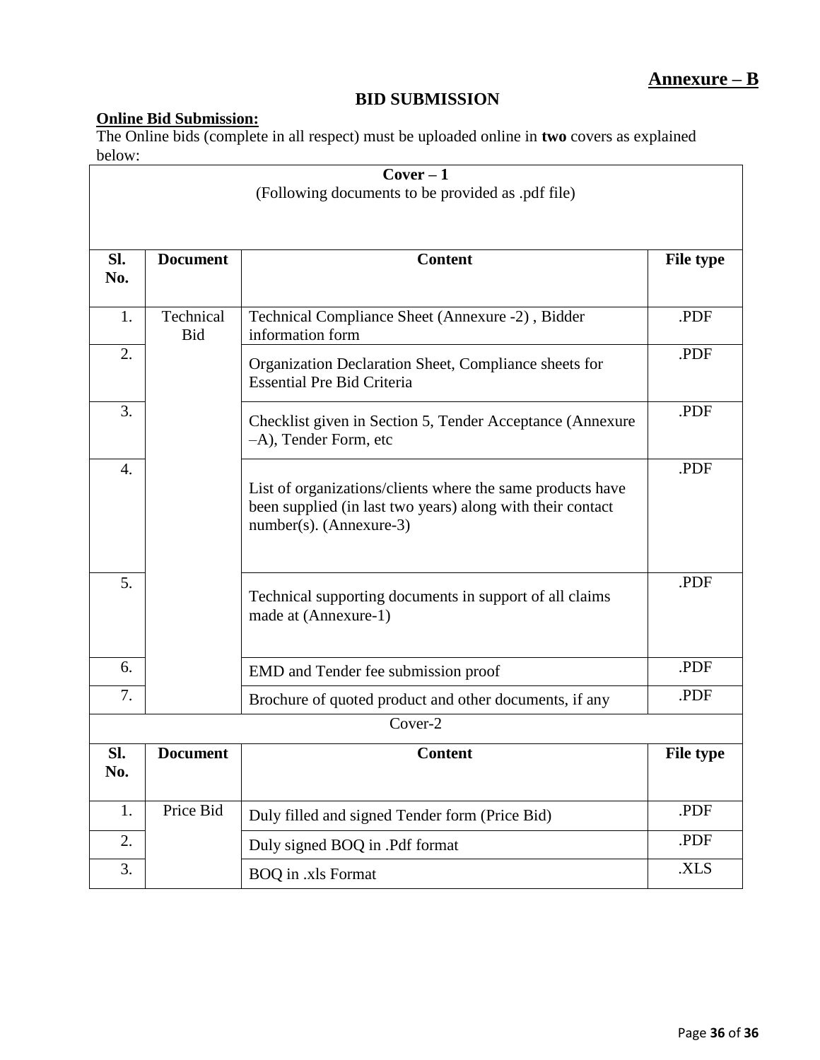**Annexure – B**

## BID SUBMISSION

**Online Bid Submission:**

The Online bids (complete in all respect) must be uploaded online in **two** covers as explained below:

**Cover – 1**

(Following documents to be provided as .pdf file)

| Sl. No. | Document | Content | File type |
|---|---|---|---|
| 1. | Technical Bid | Technical Compliance Sheet (Annexure -2) , Bidder information form | .PDF |
| 2. | | Organization Declaration Sheet, Compliance sheets for Essential Pre Bid Criteria | .PDF |
| 3. | | Checklist given in Section 5, Tender Acceptance (Annexure –A), Tender Form, etc | .PDF |
| 4. | | List of organizations/clients where the same products have been supplied (in last two years) along with their contact number(s). (Annexure-3) | .PDF |
| 5. | | Technical supporting documents in support of all claims made at (Annexure-1) | .PDF |
| 6. | | EMD and Tender fee submission proof | .PDF |
| 7. | | Brochure of quoted product and other documents, if any | .PDF |

Cover-2

| Sl. No. | Document | Content | File type |
|---|---|---|---|
| 1. | Price Bid | Duly filled and signed Tender form (Price Bid) | .PDF |
| 2. | | Duly signed BOQ in .Pdf format | .PDF |
| 3. | | BOQ in .xls Format | .XLS |